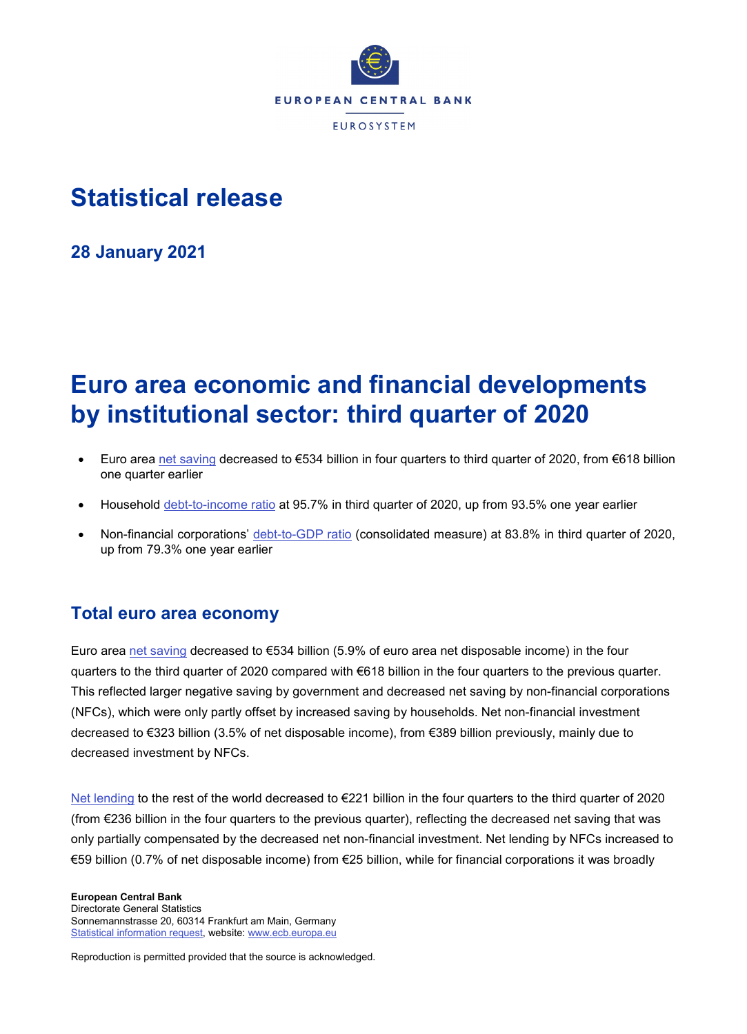EUROPEAN CENTRAL BANK

EUROSYSTEM

# Statistical release

### 28 January 2021

# Euro area economic and financial developments by institutional sector: third quarter of 2020

- Euro area net saving decreased to €534 billion in four quarters to third quarter of 2020, from €618 billion one quarter earlier
- Household debt-to-income ratio at 95.7% in third quarter of 2020, up from 93.5% one year earlier
- Non-financial corporations' debt-to-GDP ratio (consolidated measure) at 83.8% in third quarter of 2020, up from 79.3% one year earlier

## Total euro area economy

Euro area net saving decreased to €534 billion (5.9% of euro area net disposable income) in the four quarters to the third quarter of 2020 compared with €618 billion in the four quarters to the previous quarter. This reflected larger negative saving by government and decreased net saving by non-financial corporations (NFCs), which were only partly offset by increased saving by households. Net non-financial investment decreased to €323 billion (3.5% of net disposable income), from €389 billion previously, mainly due to decreased investment by NFCs.

Net lending to the rest of the world decreased to €221 billion in the four quarters to the third quarter of 2020 (from €236 billion in the four quarters to the previous quarter), reflecting the decreased net saving that was only partially compensated by the decreased net non-financial investment. Net lending by NFCs increased to €59 billion (0.7% of net disposable income) from €25 billion, while for financial corporations it was broadly

**European Central Bank**
Directorate General Statistics
Sonnemannstrasse 20, 60314 Frankfurt am Main, Germany
Statistical information request, website: www.ecb.europa.eu

Reproduction is permitted provided that the source is acknowledged.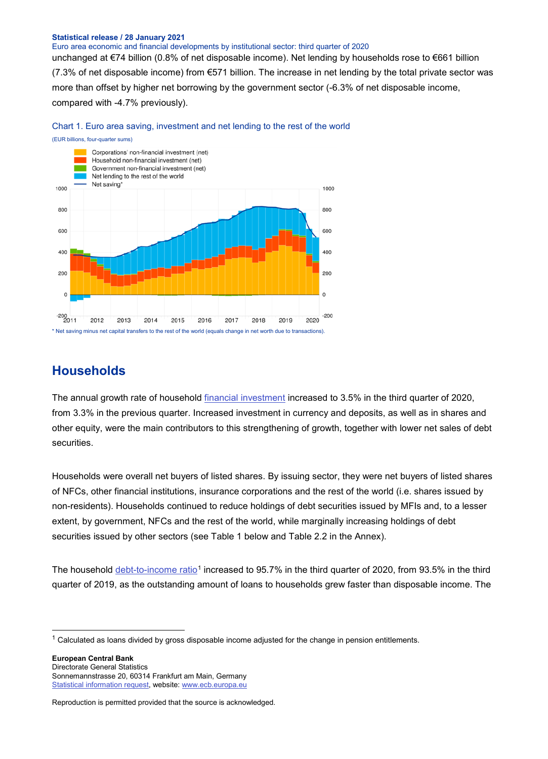unchanged at €74 billion (0.8% of net disposable income). Net lending by households rose to €661 billion (7.3% of net disposable income) from €571 billion. The increase in net lending by the total private sector was more than offset by higher net borrowing by the government sector (-6.3% of net disposable income, compared with -4.7% previously).

Chart 1. Euro area saving, investment and net lending to the rest of the world

(EUR billions, four-quarter sums)

\* Net saving minus net capital transfers to the rest of the world (equals change in net worth due to transactions).

## Households

The annual growth rate of household financial investment increased to 3.5% in the third quarter of 2020, from 3.3% in the previous quarter. Increased investment in currency and deposits, as well as in shares and other equity, were the main contributors to this strengthening of growth, together with lower net sales of debt securities.

Households were overall net buyers of listed shares. By issuing sector, they were net buyers of listed shares of NFCs, other financial institutions, insurance corporations and the rest of the world (i.e. shares issued by non-residents). Households continued to reduce holdings of debt securities issued by MFIs and, to a lesser extent, by government, NFCs and the rest of the world, while marginally increasing holdings of debt securities issued by other sectors (see Table 1 below and Table 2.2 in the Annex).

The household debt-to-income ratio[1] increased to 95.7% in the third quarter of 2020, from 93.5% in the third quarter of 2019, as the outstanding amount of loans to households grew faster than disposable income. The

[1] Calculated as loans divided by gross disposable income adjusted for the change in pension entitlements.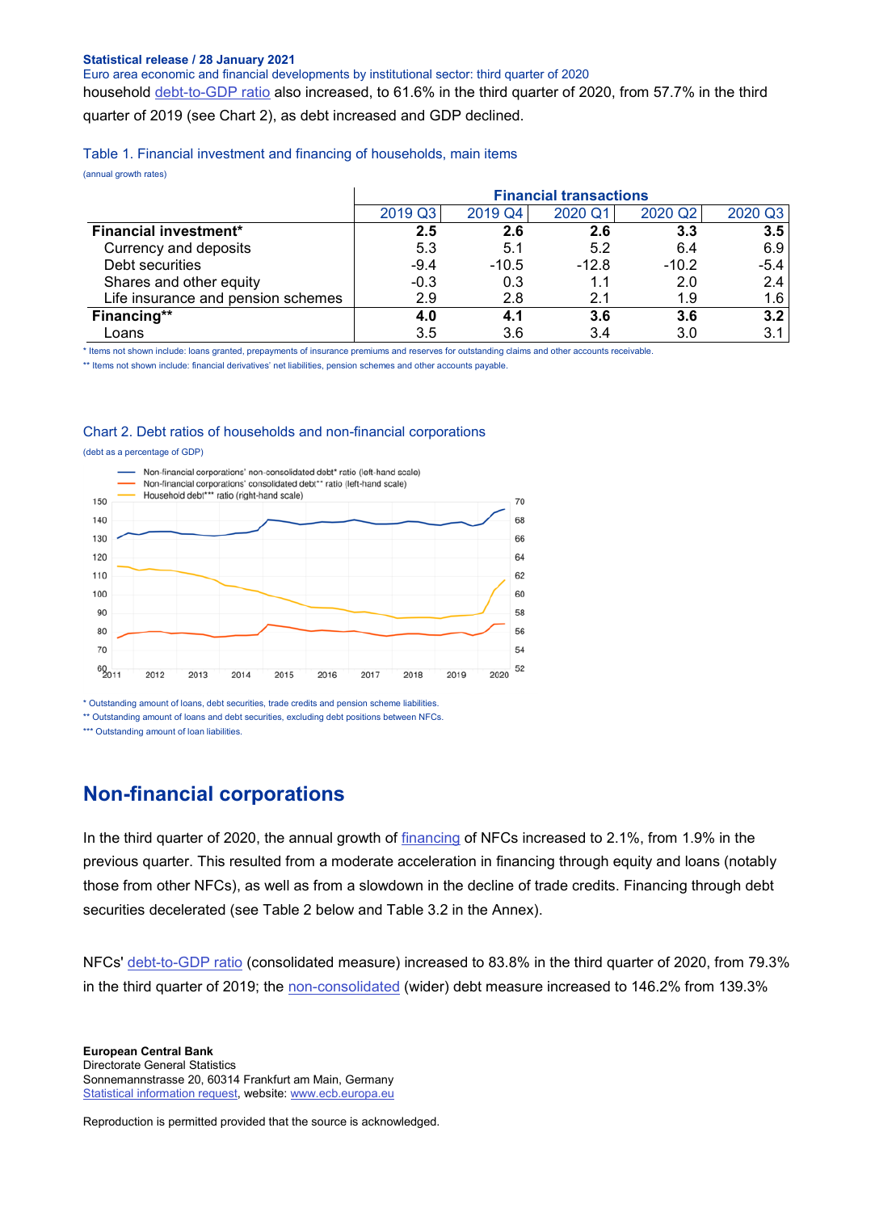household debt-to-GDP ratio also increased, to 61.6% in the third quarter of 2020, from 57.7% in the third quarter of 2019 (see Chart 2), as debt increased and GDP declined.

Table 1. Financial investment and financing of households, main items

(annual growth rates)

| | Financial transactions | | | | |
|---|---|---|---|---|---|
| | 2019 Q3 | 2019 Q4 | 2020 Q1 | 2020 Q2 | 2020 Q3 |
| **Financial investment*** | **2.5** | **2.6** | **2.6** | **3.3** | **3.5** |
| Currency and deposits | 5.3 | 5.1 | 5.2 | 6.4 | 6.9 |
| Debt securities | -9.4 | -10.5 | -12.8 | -10.2 | -5.4 |
| Shares and other equity | -0.3 | 0.3 | 1.1 | 2.0 | 2.4 |
| Life insurance and pension schemes | 2.9 | 2.8 | 2.1 | 1.9 | 1.6 |
| **Financing**** | **4.0** | **4.1** | **3.6** | **3.6** | **3.2** |
| Loans | 3.5 | 3.6 | 3.4 | 3.0 | 3.1 |

\* Items not shown include: loans granted, prepayments of insurance premiums and reserves for outstanding claims and other accounts receivable.

\*\* Items not shown include: financial derivatives' net liabilities, pension schemes and other accounts payable.

Chart 2. Debt ratios of households and non-financial corporations

(debt as a percentage of GDP)

\* Outstanding amount of loans, debt securities, trade credits and pension scheme liabilities.

\*\* Outstanding amount of loans and debt securities, excluding debt positions between NFCs.

\*\*\* Outstanding amount of loan liabilities.

## Non-financial corporations

In the third quarter of 2020, the annual growth of financing of NFCs increased to 2.1%, from 1.9% in the previous quarter. This resulted from a moderate acceleration in financing through equity and loans (notably those from other NFCs), as well as from a slowdown in the decline of trade credits. Financing through debt securities decelerated (see Table 2 below and Table 3.2 in the Annex).

NFCs' debt-to-GDP ratio (consolidated measure) increased to 83.8% in the third quarter of 2020, from 79.3% in the third quarter of 2019; the non-consolidated (wider) debt measure increased to 146.2% from 139.3%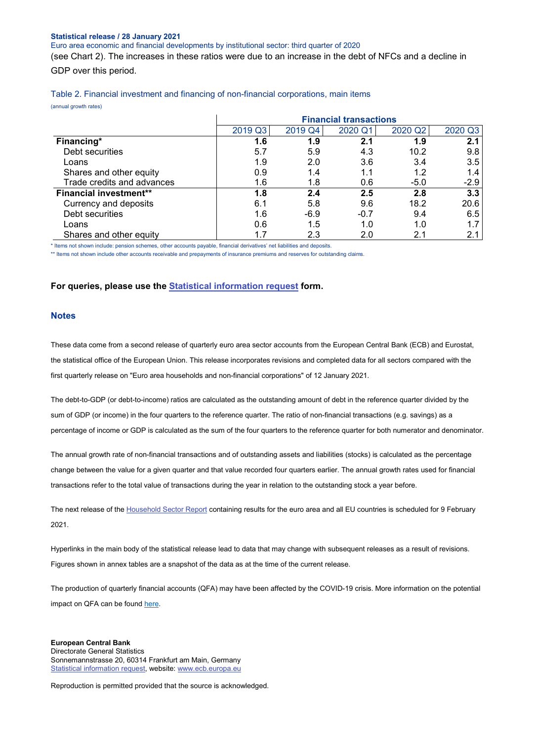(see Chart 2). The increases in these ratios were due to an increase in the debt of NFCs and a decline in GDP over this period.

Table 2. Financial investment and financing of non-financial corporations, main items

(annual growth rates)

| | Financial transactions | | | | |
|---|---|---|---|---|---|
| | 2019 Q3 | 2019 Q4 | 2020 Q1 | 2020 Q2 | 2020 Q3 |
| **Financing*** | **1.6** | **1.9** | **2.1** | **1.9** | **2.1** |
| Debt securities | 5.7 | 5.9 | 4.3 | 10.2 | 9.8 |
| Loans | 1.9 | 2.0 | 3.6 | 3.4 | 3.5 |
| Shares and other equity | 0.9 | 1.4 | 1.1 | 1.2 | 1.4 |
| Trade credits and advances | 1.6 | 1.8 | 0.6 | -5.0 | -2.9 |
| **Financial investment**** | **1.8** | **2.4** | **2.5** | **2.8** | **3.3** |
| Currency and deposits | 6.1 | 5.8 | 9.6 | 18.2 | 20.6 |
| Debt securities | 1.6 | -6.9 | -0.7 | 9.4 | 6.5 |
| Loans | 0.6 | 1.5 | 1.0 | 1.0 | 1.7 |
| Shares and other equity | 1.7 | 2.3 | 2.0 | 2.1 | 2.1 |

* Items not shown include: pension schemes, other accounts payable, financial derivatives' net liabilities and deposits.

** Items not shown include other accounts receivable and prepayments of insurance premiums and reserves for outstanding claims.

**For queries, please use the Statistical information request form.**

## Notes

These data come from a second release of quarterly euro area sector accounts from the European Central Bank (ECB) and Eurostat, the statistical office of the European Union. This release incorporates revisions and completed data for all sectors compared with the first quarterly release on "Euro area households and non-financial corporations" of 12 January 2021.

The debt-to-GDP (or debt-to-income) ratios are calculated as the outstanding amount of debt in the reference quarter divided by the sum of GDP (or income) in the four quarters to the reference quarter. The ratio of non-financial transactions (e.g. savings) as a percentage of income or GDP is calculated as the sum of the four quarters to the reference quarter for both numerator and denominator.

The annual growth rate of non-financial transactions and of outstanding assets and liabilities (stocks) is calculated as the percentage change between the value for a given quarter and that value recorded four quarters earlier. The annual growth rates used for financial transactions refer to the total value of transactions during the year in relation to the outstanding stock a year before.

The next release of the Household Sector Report containing results for the euro area and all EU countries is scheduled for 9 February 2021.

Hyperlinks in the main body of the statistical release lead to data that may change with subsequent releases as a result of revisions. Figures shown in annex tables are a snapshot of the data as at the time of the current release.

The production of quarterly financial accounts (QFA) may have been affected by the COVID-19 crisis. More information on the potential impact on QFA can be found here.

**European Central Bank**
Directorate General Statistics
Sonnemannstrasse 20, 60314 Frankfurt am Main, Germany
Statistical information request, website: www.ecb.europa.eu

Reproduction is permitted provided that the source is acknowledged.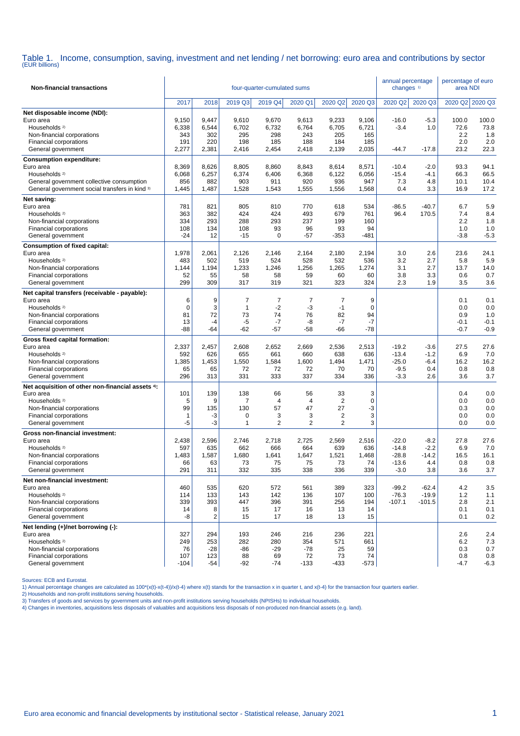# Table 1. Income, consumption, saving, investment and net lending / net borrowing: euro area and contributions by sector
(EUR billions)

| Non-financial transactions | four-quarter-cumulated sums | | | | | | | annual percentage changes [1] | | percentage of euro area NDI | |
|---|---|---|---|---|---|---|---|---|---|---|---|
| | 2017 | 2018 | 2019 Q3 | 2019 Q4 | 2020 Q1 | 2020 Q2 | 2020 Q3 | 2020 Q2 | 2020 Q3 | 2020 Q2 | 2020 Q3 |
| **Net disposable income (NDI):** | | | | | | | | | | | |
| Euro area | 9,150 | 9,447 | 9,610 | 9,670 | 9,613 | 9,233 | 9,106 | -16.0 | -5.3 | 100.0 | 100.0 |
| Households [2] | 6,338 | 6,544 | 6,702 | 6,732 | 6,764 | 6,705 | 6,721 | -3.4 | 1.0 | 72.6 | 73.8 |
| Non-financial corporations | 343 | 302 | 295 | 298 | 243 | 205 | 165 | | | 2.2 | 1.8 |
| Financial corporations | 191 | 220 | 198 | 185 | 188 | 184 | 185 | | | 2.0 | 2.0 |
| General government | 2,277 | 2,381 | 2,416 | 2,454 | 2,418 | 2,139 | 2,035 | -44.7 | -17.8 | 23.2 | 22.3 |
| **Consumption expenditure:** | | | | | | | | | | | |
| Euro area | 8,369 | 8,626 | 8,805 | 8,860 | 8,843 | 8,614 | 8,571 | -10.4 | -2.0 | 93.3 | 94.1 |
| Households [2] | 6,068 | 6,257 | 6,374 | 6,406 | 6,368 | 6,122 | 6,056 | -15.4 | -4.1 | 66.3 | 66.5 |
| General government collective consumption | 856 | 882 | 903 | 911 | 920 | 936 | 947 | 7.3 | 4.8 | 10.1 | 10.4 |
| General government social transfers in kind [3] | 1,445 | 1,487 | 1,528 | 1,543 | 1,555 | 1,556 | 1,568 | 0.4 | 3.3 | 16.9 | 17.2 |
| **Net saving:** | | | | | | | | | | | |
| Euro area | 781 | 821 | 805 | 810 | 770 | 618 | 534 | -86.5 | -40.7 | 6.7 | 5.9 |
| Households [2] | 363 | 382 | 424 | 424 | 493 | 679 | 761 | 96.4 | 170.5 | 7.4 | 8.4 |
| Non-financial corporations | 334 | 293 | 288 | 293 | 237 | 199 | 160 | | | 2.2 | 1.8 |
| Financial corporations | 108 | 134 | 108 | 93 | 96 | 93 | 94 | | | 1.0 | 1.0 |
| General government | -24 | 12 | -15 | 0 | -57 | -353 | -481 | | | -3.8 | -5.3 |
| **Consumption of fixed capital:** | | | | | | | | | | | |
| Euro area | 1,978 | 2,061 | 2,126 | 2,146 | 2,164 | 2,180 | 2,194 | 3.0 | 2.6 | 23.6 | 24.1 |
| Households [2] | 483 | 502 | 519 | 524 | 528 | 532 | 536 | 3.2 | 2.7 | 5.8 | 5.9 |
| Non-financial corporations | 1,144 | 1,194 | 1,233 | 1,246 | 1,256 | 1,265 | 1,274 | 3.1 | 2.7 | 13.7 | 14.0 |
| Financial corporations | 52 | 55 | 58 | 58 | 59 | 60 | 60 | 3.8 | 3.3 | 0.6 | 0.7 |
| General government | 299 | 309 | 317 | 319 | 321 | 323 | 324 | 2.3 | 1.9 | 3.5 | 3.6 |
| **Net capital transfers (receivable - payable):** | | | | | | | | | | | |
| Euro area | 6 | 9 | 7 | 7 | 7 | 7 | 9 | | | 0.1 | 0.1 |
| Households [2] | 0 | 3 | 1 | -2 | -3 | -1 | 0 | | | 0.0 | 0.0 |
| Non-financial corporations | 81 | 72 | 73 | 74 | 76 | 82 | 94 | | | 0.9 | 1.0 |
| Financial corporations | 13 | -4 | -5 | -7 | -8 | -7 | -7 | | | -0.1 | -0.1 |
| General government | -88 | -64 | -62 | -57 | -58 | -66 | -78 | | | -0.7 | -0.9 |
| **Gross fixed capital formation:** | | | | | | | | | | | |
| Euro area | 2,337 | 2,457 | 2,608 | 2,652 | 2,669 | 2,536 | 2,513 | -19.2 | -3.6 | 27.5 | 27.6 |
| Households [2] | 592 | 626 | 655 | 661 | 660 | 638 | 636 | -13.4 | -1.2 | 6.9 | 7.0 |
| Non-financial corporations | 1,385 | 1,453 | 1,550 | 1,584 | 1,600 | 1,494 | 1,471 | -25.0 | -6.4 | 16.2 | 16.2 |
| Financial corporations | 65 | 65 | 72 | 72 | 72 | 70 | 70 | -9.5 | 0.4 | 0.8 | 0.8 |
| General government | 296 | 313 | 331 | 333 | 337 | 334 | 336 | -3.3 | 2.6 | 3.6 | 3.7 |
| **Net acquisition of other non-financial assets [4]:** | | | | | | | | | | | |
| Euro area | 101 | 139 | 138 | 66 | 56 | 33 | 3 | | | 0.4 | 0.0 |
| Households [2] | 5 | 9 | 7 | 4 | 4 | 2 | 0 | | | 0.0 | 0.0 |
| Non-financial corporations | 99 | 135 | 130 | 57 | 47 | 27 | -3 | | | 0.3 | 0.0 |
| Financial corporations | 1 | -3 | 0 | 3 | 3 | 2 | 3 | | | 0.0 | 0.0 |
| General government | -5 | -3 | 1 | 2 | 2 | 2 | 3 | | | 0.0 | 0.0 |
| **Gross non-financial investment:** | | | | | | | | | | | |
| Euro area | 2,438 | 2,596 | 2,746 | 2,718 | 2,725 | 2,569 | 2,516 | -22.0 | -8.2 | 27.8 | 27.6 |
| Households [2] | 597 | 635 | 662 | 666 | 664 | 639 | 636 | -14.8 | -2.2 | 6.9 | 7.0 |
| Non-financial corporations | 1,483 | 1,587 | 1,680 | 1,641 | 1,647 | 1,521 | 1,468 | -28.8 | -14.2 | 16.5 | 16.1 |
| Financial corporations | 66 | 63 | 73 | 75 | 75 | 73 | 74 | -13.6 | 4.4 | 0.8 | 0.8 |
| General government | 291 | 311 | 332 | 335 | 338 | 336 | 339 | -3.0 | 3.8 | 3.6 | 3.7 |
| **Net non-financial investment:** | | | | | | | | | | | |
| Euro area | 460 | 535 | 620 | 572 | 561 | 389 | 323 | -99.2 | -62.4 | 4.2 | 3.5 |
| Households [2] | 114 | 133 | 143 | 142 | 136 | 107 | 100 | -76.3 | -19.9 | 1.2 | 1.1 |
| Non-financial corporations | 339 | 393 | 447 | 396 | 391 | 256 | 194 | -107.1 | -101.5 | 2.8 | 2.1 |
| Financial corporations | 14 | 8 | 15 | 17 | 16 | 13 | 14 | | | 0.1 | 0.1 |
| General government | -8 | 2 | 15 | 17 | 18 | 13 | 15 | | | 0.1 | 0.2 |
| **Net lending (+)/net borrowing (-):** | | | | | | | | | | | |
| Euro area | 327 | 294 | 193 | 246 | 216 | 236 | 221 | | | 2.6 | 2.4 |
| Households [2] | 249 | 253 | 282 | 280 | 354 | 571 | 661 | | | 6.2 | 7.3 |
| Non-financial corporations | 76 | -28 | -86 | -29 | -78 | 25 | 59 | | | 0.3 | 0.7 |
| Financial corporations | 107 | 123 | 88 | 69 | 72 | 73 | 74 | | | 0.8 | 0.8 |
| General government | -104 | -54 | -92 | -74 | -133 | -433 | -573 | | | -4.7 | -6.3 |

Sources: ECB and Eurostat.

1) Annual percentage changes are calculated as 100*(x(t)-x(t-4))/x(t-4) where x(t) stands for the transaction x in quarter t, and x(t-4) for the transaction four quarters earlier.

2) Households and non-profit institutions serving households.

3) Transfers of goods and services by government units and non-profit institutions serving households (NPISHs) to individual households.

4) Changes in inventories, acquisitions less disposals of valuables and acquisitions less disposals of non-produced non-financial assets (e.g. land).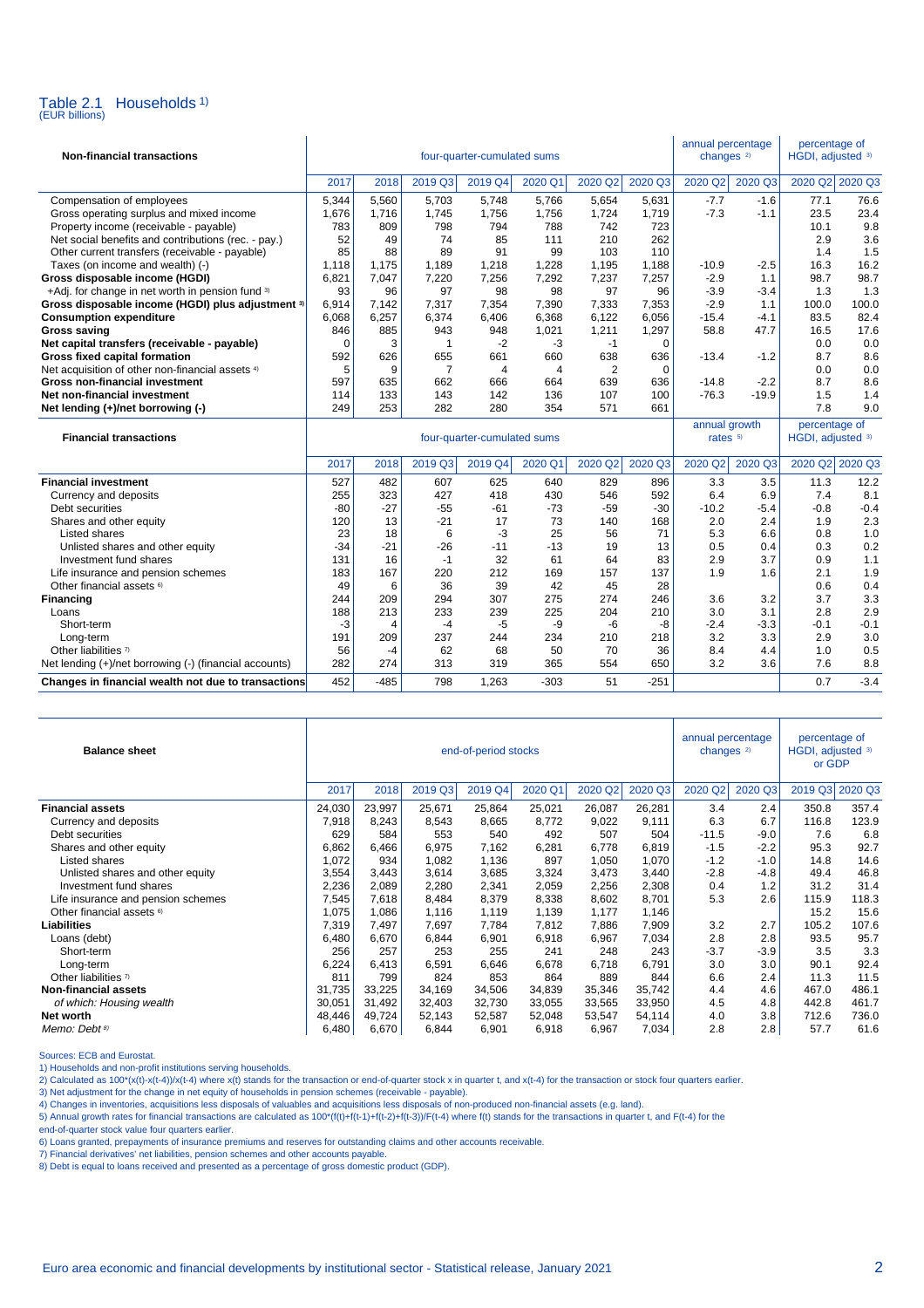# Table 2.1 Households [1)]

(EUR billions)

| Non-financial transactions | four-quarter-cumulated sums | | | | | | | annual percentage changes [2)] | | percentage of HGDI, adjusted [3)] | |
|---|---|---|---|---|---|---|---|---|---|---|---|
| | 2017 | 2018 | 2019 Q3 | 2019 Q4 | 2020 Q1 | 2020 Q2 | 2020 Q3 | 2020 Q2 | 2020 Q3 | 2020 Q2 | 2020 Q3 |
| Compensation of employees | 5,344 | 5,560 | 5,703 | 5,748 | 5,766 | 5,654 | 5,631 | -7.7 | -1.6 | 77.1 | 76.6 |
| Gross operating surplus and mixed income | 1,676 | 1,716 | 1,745 | 1,756 | 1,756 | 1,724 | 1,719 | -7.3 | -1.1 | 23.5 | 23.4 |
| Property income (receivable - payable) | 783 | 809 | 798 | 794 | 788 | 742 | 723 | | | 10.1 | 9.8 |
| Net social benefits and contributions (rec. - pay.) | 52 | 49 | 74 | 85 | 111 | 210 | 262 | | | 2.9 | 3.6 |
| Other current transfers (receivable - payable) | 85 | 88 | 89 | 91 | 99 | 103 | 110 | | | 1.4 | 1.5 |
| Taxes (on income and wealth) (-) | 1,118 | 1,175 | 1,189 | 1,218 | 1,228 | 1,195 | 1,188 | -10.9 | -2.5 | 16.3 | 16.2 |
| **Gross disposable income (HGDI)** | 6,821 | 7,047 | 7,220 | 7,256 | 7,292 | 7,237 | 7,257 | -2.9 | 1.1 | 98.7 | 98.7 |
| +Adj. for change in net worth in pension fund [3)] | 93 | 96 | 97 | 98 | 98 | 97 | 96 | -3.9 | -3.4 | 1.3 | 1.3 |
| **Gross disposable income (HGDI) plus adjustment [3)]** | 6,914 | 7,142 | 7,317 | 7,354 | 7,390 | 7,333 | 7,353 | -2.9 | 1.1 | 100.0 | 100.0 |
| **Consumption expenditure** | 6,068 | 6,257 | 6,374 | 6,406 | 6,368 | 6,122 | 6,056 | -15.4 | -4.1 | 83.5 | 82.4 |
| **Gross saving** | 846 | 885 | 943 | 948 | 1,021 | 1,211 | 1,297 | 58.8 | 47.7 | 16.5 | 17.6 |
| **Net capital transfers (receivable - payable)** | 0 | 3 | 1 | -2 | -3 | -1 | 0 | | | 0.0 | 0.0 |
| **Gross fixed capital formation** | 592 | 626 | 655 | 661 | 660 | 638 | 636 | -13.4 | -1.2 | 8.7 | 8.6 |
| Net acquisition of other non-financial assets [4)] | 5 | 9 | 7 | 4 | 4 | 2 | 0 | | | 0.0 | 0.0 |
| **Gross non-financial investment** | 597 | 635 | 662 | 666 | 664 | 639 | 636 | -14.8 | -2.2 | 8.7 | 8.6 |
| **Net non-financial investment** | 114 | 133 | 143 | 142 | 136 | 107 | 100 | -76.3 | -19.9 | 1.5 | 1.4 |
| **Net lending (+)/net borrowing (-)** | 249 | 253 | 282 | 280 | 354 | 571 | 661 | | | 7.8 | 9.0 |

| Financial transactions | four-quarter-cumulated sums | | | | | | | annual growth rates [5)] | | percentage of HGDI, adjusted [3)] | |
|---|---|---|---|---|---|---|---|---|---|---|---|
| | 2017 | 2018 | 2019 Q3 | 2019 Q4 | 2020 Q1 | 2020 Q2 | 2020 Q3 | 2020 Q2 | 2020 Q3 | 2020 Q2 | 2020 Q3 |
| **Financial investment** | 527 | 482 | 607 | 625 | 640 | 829 | 896 | 3.3 | 3.5 | 11.3 | 12.2 |
| Currency and deposits | 255 | 323 | 427 | 418 | 430 | 546 | 592 | 6.4 | 6.9 | 7.4 | 8.1 |
| Debt securities | -80 | -27 | -55 | -61 | -73 | -59 | -30 | -10.2 | -5.4 | -0.8 | -0.4 |
| Shares and other equity | 120 | 13 | -21 | 17 | 73 | 140 | 168 | 2.0 | 2.4 | 1.9 | 2.3 |
| Listed shares | 23 | 18 | 6 | -3 | 25 | 56 | 71 | 5.3 | 6.6 | 0.8 | 1.0 |
| Unlisted shares and other equity | -34 | -21 | -26 | -11 | -13 | 19 | 13 | 0.5 | 0.4 | 0.3 | 0.2 |
| Investment fund shares | 131 | 16 | -1 | 32 | 61 | 64 | 83 | 2.9 | 3.7 | 0.9 | 1.1 |
| Life insurance and pension schemes | 183 | 167 | 220 | 212 | 169 | 157 | 137 | 1.9 | 1.6 | 2.1 | 1.9 |
| Other financial assets [6)] | 49 | 6 | 36 | 39 | 42 | 45 | 28 | | | 0.6 | 0.4 |
| **Financing** | 244 | 209 | 294 | 307 | 275 | 274 | 246 | 3.6 | 3.2 | 3.7 | 3.3 |
| Loans | 188 | 213 | 233 | 239 | 225 | 204 | 210 | 3.0 | 3.1 | 2.8 | 2.9 |
| Short-term | -3 | 4 | -4 | -5 | -9 | -6 | -8 | -2.4 | -3.3 | -0.1 | -0.1 |
| Long-term | 191 | 209 | 237 | 244 | 234 | 210 | 218 | 3.2 | 3.3 | 2.9 | 3.0 |
| Other liabilities [7)] | 56 | -4 | 62 | 68 | 50 | 70 | 36 | 8.4 | 4.4 | 1.0 | 0.5 |
| Net lending (+)/net borrowing (-) (financial accounts) | 282 | 274 | 313 | 319 | 365 | 554 | 650 | 3.2 | 3.6 | 7.6 | 8.8 |
| **Changes in financial wealth not due to transactions** | 452 | -485 | 798 | 1,263 | -303 | 51 | -251 | | | 0.7 | -3.4 |

| Balance sheet | end-of-period stocks | | | | | | | annual percentage changes [2)] | | percentage of HGDI, adjusted [3)] or GDP | |
|---|---|---|---|---|---|---|---|---|---|---|---|
| | 2017 | 2018 | 2019 Q3 | 2019 Q4 | 2020 Q1 | 2020 Q2 | 2020 Q3 | 2020 Q2 | 2020 Q3 | 2019 Q3 | 2020 Q3 |
| **Financial assets** | 24,030 | 23,997 | 25,671 | 25,864 | 25,021 | 26,087 | 26,281 | 3.4 | 2.4 | 350.8 | 357.4 |
| Currency and deposits | 7,918 | 8,243 | 8,543 | 8,665 | 8,772 | 9,022 | 9,111 | 6.3 | 6.7 | 116.8 | 123.9 |
| Debt securities | 629 | 584 | 553 | 540 | 492 | 507 | 504 | -11.5 | -9.0 | 7.6 | 6.8 |
| Shares and other equity | 6,862 | 6,466 | 6,975 | 7,162 | 6,281 | 6,778 | 6,819 | -1.5 | -2.2 | 95.3 | 92.7 |
| Listed shares | 1,072 | 934 | 1,082 | 1,136 | 897 | 1,050 | 1,070 | -1.2 | -1.0 | 14.8 | 14.6 |
| Unlisted shares and other equity | 3,554 | 3,443 | 3,614 | 3,685 | 3,324 | 3,473 | 3,440 | -2.8 | -4.8 | 49.4 | 46.8 |
| Investment fund shares | 2,236 | 2,089 | 2,280 | 2,341 | 2,059 | 2,256 | 2,308 | 0.4 | 1.2 | 31.2 | 31.4 |
| Life insurance and pension schemes | 7,545 | 7,618 | 8,484 | 8,379 | 8,338 | 8,602 | 8,701 | 5.3 | 2.6 | 115.9 | 118.3 |
| Other financial assets [6)] | 1,075 | 1,086 | 1,116 | 1,119 | 1,139 | 1,177 | 1,146 | | | 15.2 | 15.6 |
| **Liabilities** | 7,319 | 7,497 | 7,697 | 7,784 | 7,812 | 7,886 | 7,909 | 3.2 | 2.7 | 105.2 | 107.6 |
| Loans (debt) | 6,480 | 6,670 | 6,844 | 6,901 | 6,918 | 6,967 | 7,034 | 2.8 | 2.8 | 93.5 | 95.7 |
| Short-term | 256 | 257 | 253 | 255 | 241 | 248 | 243 | -3.7 | -3.9 | 3.5 | 3.3 |
| Long-term | 6,224 | 6,413 | 6,591 | 6,646 | 6,678 | 6,718 | 6,791 | 3.0 | 3.0 | 90.1 | 92.4 |
| Other liabilities [7)] | 811 | 799 | 824 | 853 | 864 | 889 | 844 | 6.6 | 2.4 | 11.3 | 11.5 |
| **Non-financial assets** | 31,735 | 33,225 | 34,169 | 34,506 | 34,839 | 35,346 | 35,742 | 4.4 | 4.6 | 467.0 | 486.1 |
| *of which: Housing wealth* | 30,051 | 31,492 | 32,403 | 32,730 | 33,055 | 33,565 | 33,950 | 4.5 | 4.8 | 442.8 | 461.7 |
| **Net worth** | 48,446 | 49,724 | 52,143 | 52,587 | 52,048 | 53,547 | 54,114 | 4.0 | 3.8 | 712.6 | 736.0 |
| *Memo: Debt [8)]* | 6,480 | 6,670 | 6,844 | 6,901 | 6,918 | 6,967 | 7,034 | 2.8 | 2.8 | 57.7 | 61.6 |

Sources: ECB and Eurostat.

1) Households and non-profit institutions serving households.

2) Calculated as 100*(x(t)-x(t-4))/x(t-4) where x(t) stands for the transaction or end-of-quarter stock x in quarter t, and x(t-4) for the transaction or stock four quarters earlier.

3) Net adjustment for the change in net equity of households in pension schemes (receivable - payable).

4) Changes in inventories, acquisitions less disposals of valuables and acquisitions less disposals of non-produced non-financial assets (e.g. land).

5) Annual growth rates for financial transactions are calculated as 100*(f(t)+f(t-1)+f(t-2)+f(t-3))/F(t-4) where f(t) stands for the transactions in quarter t, and F(t-4) for the end-of-quarter stock value four quarters earlier.

6) Loans granted, prepayments of insurance premiums and reserves for outstanding claims and other accounts receivable.

7) Financial derivatives' net liabilities, pension schemes and other accounts payable.

8) Debt is equal to loans received and presented as a percentage of gross domestic product (GDP).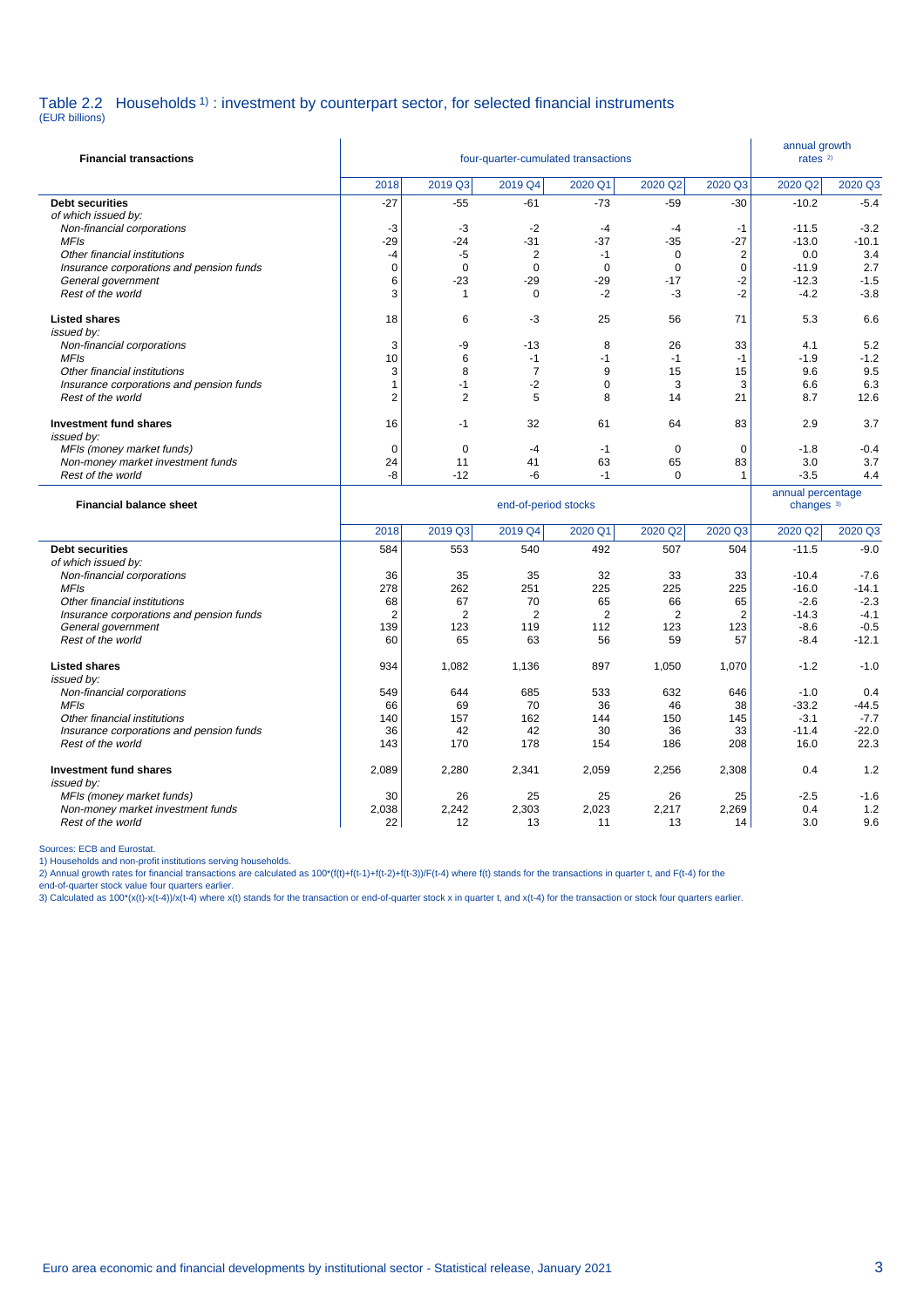## Table 2.2 Households [1] : investment by counterpart sector, for selected financial instruments

(EUR billions)

| **Financial transactions** | four-quarter-cumulated transactions | | | | | | annual growth rates [2] | |
|---|---|---|---|---|---|---|---|---|
| | 2018 | 2019 Q3 | 2019 Q4 | 2020 Q1 | 2020 Q2 | 2020 Q3 | 2020 Q2 | 2020 Q3 |
| **Debt securities** | -27 | -55 | -61 | -73 | -59 | -30 | -10.2 | -5.4 |
| *of which issued by:* | | | | | | | | |
| *Non-financial corporations* | -3 | -3 | -2 | -4 | -4 | -1 | -11.5 | -3.2 |
| *MFIs* | -29 | -24 | -31 | -37 | -35 | -27 | -13.0 | -10.1 |
| *Other financial institutions* | -4 | -5 | 2 | -1 | 0 | 2 | 0.0 | 3.4 |
| *Insurance corporations and pension funds* | 0 | 0 | 0 | 0 | 0 | 0 | -11.9 | 2.7 |
| *General government* | 6 | -23 | -29 | -29 | -17 | -2 | -12.3 | -1.5 |
| *Rest of the world* | 3 | 1 | 0 | -2 | -3 | -2 | -4.2 | -3.8 |
| **Listed shares** | 18 | 6 | -3 | 25 | 56 | 71 | 5.3 | 6.6 |
| *issued by:* | | | | | | | | |
| *Non-financial corporations* | 3 | -9 | -13 | 8 | 26 | 33 | 4.1 | 5.2 |
| *MFIs* | 10 | 6 | -1 | -1 | -1 | -1 | -1.9 | -1.2 |
| *Other financial institutions* | 3 | 8 | 7 | 9 | 15 | 15 | 9.6 | 9.5 |
| *Insurance corporations and pension funds* | 1 | -1 | -2 | 0 | 3 | 3 | 6.6 | 6.3 |
| *Rest of the world* | 2 | 2 | 5 | 8 | 14 | 21 | 8.7 | 12.6 |
| **Investment fund shares** | 16 | -1 | 32 | 61 | 64 | 83 | 2.9 | 3.7 |
| *issued by:* | | | | | | | | |
| *MFIs (money market funds)* | 0 | 0 | -4 | -1 | 0 | 0 | -1.8 | -0.4 |
| *Non-money market investment funds* | 24 | 11 | 41 | 63 | 65 | 83 | 3.0 | 3.7 |
| *Rest of the world* | -8 | -12 | -6 | -1 | 0 | 1 | -3.5 | 4.4 |
| **Financial balance sheet** | end-of-period stocks | | | | | | annual percentage changes [3] | |
| | 2018 | 2019 Q3 | 2019 Q4 | 2020 Q1 | 2020 Q2 | 2020 Q3 | 2020 Q2 | 2020 Q3 |
| **Debt securities** | 584 | 553 | 540 | 492 | 507 | 504 | -11.5 | -9.0 |
| *of which issued by:* | | | | | | | | |
| *Non-financial corporations* | 36 | 35 | 35 | 32 | 33 | 33 | -10.4 | -7.6 |
| *MFIs* | 278 | 262 | 251 | 225 | 225 | 225 | -16.0 | -14.1 |
| *Other financial institutions* | 68 | 67 | 70 | 65 | 66 | 65 | -2.6 | -2.3 |
| *Insurance corporations and pension funds* | 2 | 2 | 2 | 2 | 2 | 2 | -14.3 | -4.1 |
| *General government* | 139 | 123 | 119 | 112 | 123 | 123 | -8.6 | -0.5 |
| *Rest of the world* | 60 | 65 | 63 | 56 | 59 | 57 | -8.4 | -12.1 |
| **Listed shares** | 934 | 1,082 | 1,136 | 897 | 1,050 | 1,070 | -1.2 | -1.0 |
| *issued by:* | | | | | | | | |
| *Non-financial corporations* | 549 | 644 | 685 | 533 | 632 | 646 | -1.0 | 0.4 |
| *MFIs* | 66 | 69 | 70 | 36 | 46 | 38 | -33.2 | -44.5 |
| *Other financial institutions* | 140 | 157 | 162 | 144 | 150 | 145 | -3.1 | -7.7 |
| *Insurance corporations and pension funds* | 36 | 42 | 42 | 30 | 36 | 33 | -11.4 | -22.0 |
| *Rest of the world* | 143 | 170 | 178 | 154 | 186 | 208 | 16.0 | 22.3 |
| **Investment fund shares** | 2,089 | 2,280 | 2,341 | 2,059 | 2,256 | 2,308 | 0.4 | 1.2 |
| *issued by:* | | | | | | | | |
| *MFIs (money market funds)* | 30 | 26 | 25 | 25 | 26 | 25 | -2.5 | -1.6 |
| *Non-money market investment funds* | 2,038 | 2,242 | 2,303 | 2,023 | 2,217 | 2,269 | 0.4 | 1.2 |
| *Rest of the world* | 22 | 12 | 13 | 11 | 13 | 14 | 3.0 | 9.6 |

Sources: ECB and Eurostat.
1) Households and non-profit institutions serving households.
2) Annual growth rates for financial transactions are calculated as $100*(f(t)+f(t-1)+f(t-2)+f(t-3))/F(t-4)$ where f(t) stands for the transactions in quarter t, and F(t-4) for the end-of-quarter stock value four quarters earlier.
3) Calculated as $100*(x(t)-x(t-4))/x(t-4)$ where x(t) stands for the transaction or end-of-quarter stock x in quarter t, and x(t-4) for the transaction or stock four quarters earlier.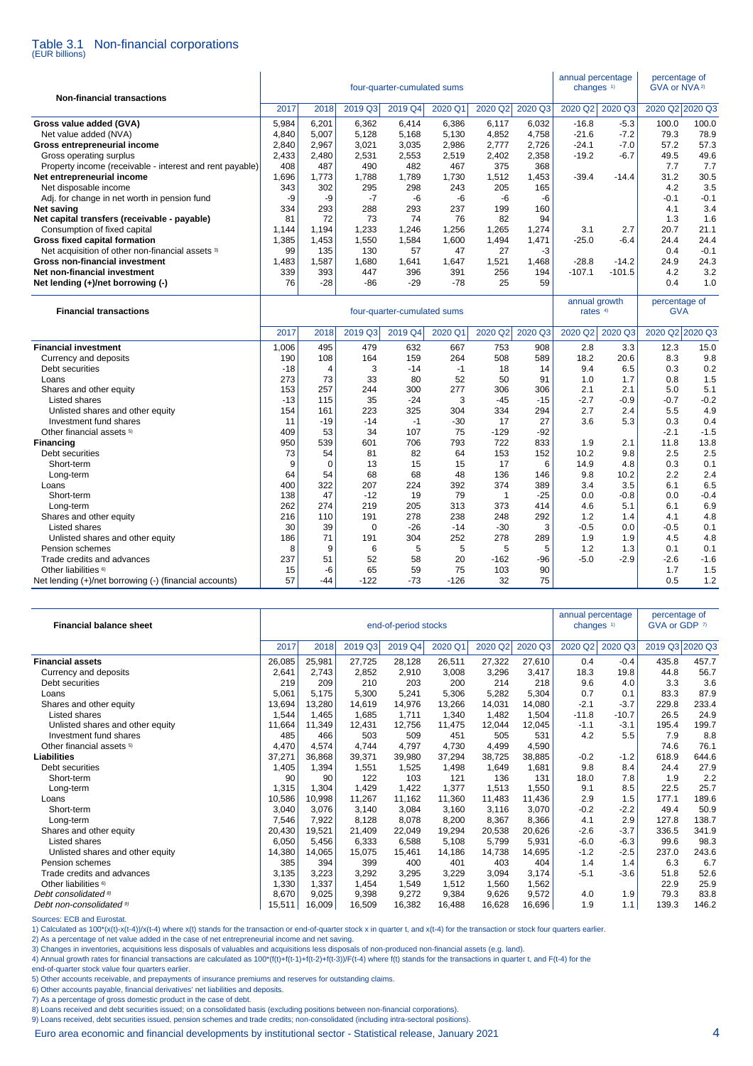# Table 3.1 Non-financial corporations

(EUR billions)

| Non-financial transactions | four-quarter-cumulated sums | | | | | | | annual percentage changes [1] | | percentage of GVA or NVA [2] | |
|---|---|---|---|---|---|---|---|---|---|---|---|
| | 2017 | 2018 | 2019 Q3 | 2019 Q4 | 2020 Q1 | 2020 Q2 | 2020 Q3 | 2020 Q2 | 2020 Q3 | 2020 Q2 | 2020 Q3 |
| **Gross value added (GVA)** | 5,984 | 6,201 | 6,362 | 6,414 | 6,386 | 6,117 | 6,032 | -16.8 | -5.3 | 100.0 | 100.0 |
| Net value added (NVA) | 4,840 | 5,007 | 5,128 | 5,168 | 5,130 | 4,852 | 4,758 | -21.6 | -7.2 | 79.3 | 78.9 |
| **Gross entrepreneurial income** | 2,840 | 2,967 | 3,021 | 3,035 | 2,986 | 2,777 | 2,726 | -24.1 | -7.0 | 57.2 | 57.3 |
| Gross operating surplus | 2,433 | 2,480 | 2,531 | 2,553 | 2,519 | 2,402 | 2,358 | -19.2 | -6.7 | 49.5 | 49.6 |
| Property income (receivable - interest and rent payable) | 408 | 487 | 490 | 482 | 467 | 375 | 368 | | | 7.7 | 7.7 |
| **Net entrepreneurial income** | 1,696 | 1,773 | 1,788 | 1,789 | 1,730 | 1,512 | 1,453 | -39.4 | -14.4 | 31.2 | 30.5 |
| Net disposable income | 343 | 302 | 295 | 298 | 243 | 205 | 165 | | | 4.2 | 3.5 |
| Adj. for change in net worth in pension fund | -9 | -9 | -7 | -6 | -6 | -6 | -6 | | | -0.1 | -0.1 |
| **Net saving** | 334 | 293 | 288 | 293 | 237 | 199 | 160 | | | 4.1 | 3.4 |
| **Net capital transfers (receivable - payable)** | 81 | 72 | 73 | 74 | 76 | 82 | 94 | | | 1.3 | 1.6 |
| Consumption of fixed capital | 1,144 | 1,194 | 1,233 | 1,246 | 1,256 | 1,265 | 1,274 | 3.1 | 2.7 | 20.7 | 21.1 |
| **Gross fixed capital formation** | 1,385 | 1,453 | 1,550 | 1,584 | 1,600 | 1,494 | 1,471 | -25.0 | -6.4 | 24.4 | 24.4 |
| Net acquisition of other non-financial assets [3] | 99 | 135 | 130 | 57 | 47 | 27 | -3 | | | 0.4 | -0.1 |
| **Gross non-financial investment** | 1,483 | 1,587 | 1,680 | 1,641 | 1,647 | 1,521 | 1,468 | -28.8 | -14.2 | 24.9 | 24.3 |
| **Net non-financial investment** | 339 | 393 | 447 | 396 | 391 | 256 | 194 | -107.1 | -101.5 | 4.2 | 3.2 |
| **Net lending (+)/net borrowing (-)** | 76 | -28 | -86 | -29 | -78 | 25 | 59 | | | 0.4 | 1.0 |

| Financial transactions | four-quarter-cumulated sums | | | | | | | annual growth rates [4] | | percentage of GVA | |
|---|---|---|---|---|---|---|---|---|---|---|---|
| | 2017 | 2018 | 2019 Q3 | 2019 Q4 | 2020 Q1 | 2020 Q2 | 2020 Q3 | 2020 Q2 | 2020 Q3 | 2020 Q2 | 2020 Q3 |
| **Financial investment** | 1,006 | 495 | 479 | 632 | 667 | 753 | 908 | 2.8 | 3.3 | 12.3 | 15.0 |
| Currency and deposits | 190 | 108 | 164 | 159 | 264 | 508 | 589 | 18.2 | 20.6 | 8.3 | 9.8 |
| Debt securities | -18 | 4 | 3 | -14 | -1 | 18 | 14 | 9.4 | 6.5 | 0.3 | 0.2 |
| Loans | 273 | 73 | 33 | 80 | 52 | 50 | 91 | 1.0 | 1.7 | 0.8 | 1.5 |
| Shares and other equity | 153 | 257 | 244 | 300 | 277 | 306 | 306 | 2.1 | 2.1 | 5.0 | 5.1 |
| Listed shares | -13 | 115 | 35 | -24 | 3 | -45 | -15 | -2.7 | -0.9 | -0.7 | -0.2 |
| Unlisted shares and other equity | 154 | 161 | 223 | 325 | 304 | 334 | 294 | 2.7 | 2.4 | 5.5 | 4.9 |
| Investment fund shares | 11 | -19 | -14 | -1 | -30 | 17 | 27 | 3.6 | 5.3 | 0.3 | 0.4 |
| Other financial assets [5] | 409 | 53 | 34 | 107 | 75 | -129 | -92 | | | -2.1 | -1.5 |
| **Financing** | 950 | 539 | 601 | 706 | 793 | 722 | 833 | 1.9 | 2.1 | 11.8 | 13.8 |
| Debt securities | 73 | 54 | 81 | 82 | 64 | 153 | 152 | 10.2 | 9.8 | 2.5 | 2.5 |
| Short-term | 9 | 0 | 13 | 15 | 15 | 17 | 6 | 14.9 | 4.8 | 0.3 | 0.1 |
| Long-term | 64 | 54 | 68 | 68 | 48 | 136 | 146 | 9.8 | 10.2 | 2.2 | 2.4 |
| Loans | 400 | 322 | 207 | 224 | 392 | 374 | 389 | 3.4 | 3.5 | 6.1 | 6.5 |
| Short-term | 138 | 47 | -12 | 19 | 79 | 1 | -25 | 0.0 | -0.8 | 0.0 | -0.4 |
| Long-term | 262 | 274 | 219 | 205 | 313 | 373 | 414 | 4.6 | 5.1 | 6.1 | 6.9 |
| Shares and other equity | 216 | 110 | 191 | 278 | 238 | 248 | 292 | 1.2 | 1.4 | 4.1 | 4.8 |
| Listed shares | 30 | 39 | 0 | -26 | -14 | -30 | 3 | -0.5 | 0.0 | -0.5 | 0.1 |
| Unlisted shares and other equity | 186 | 71 | 191 | 304 | 252 | 278 | 289 | 1.9 | 1.9 | 4.5 | 4.8 |
| Pension schemes | 8 | 9 | 6 | 5 | 5 | 5 | 5 | 1.2 | 1.3 | 0.1 | 0.1 |
| Trade credits and advances | 237 | 51 | 52 | 58 | 20 | -162 | -96 | -5.0 | -2.9 | -2.6 | -1.6 |
| Other liabilities [6] | 15 | -6 | 65 | 59 | 75 | 103 | 90 | | | 1.7 | 1.5 |
| Net lending (+)/net borrowing (-) (financial accounts) | 57 | -44 | -122 | -73 | -126 | 32 | 75 | | | 0.5 | 1.2 |

| Financial balance sheet | end-of-period stocks | | | | | | | annual percentage changes [1] | | percentage of GVA or GDP [7] | |
|---|---|---|---|---|---|---|---|---|---|---|---|
| | 2017 | 2018 | 2019 Q3 | 2019 Q4 | 2020 Q1 | 2020 Q2 | 2020 Q3 | 2020 Q2 | 2020 Q3 | 2019 Q3 | 2020 Q3 |
| **Financial assets** | 26,085 | 25,981 | 27,725 | 28,128 | 26,511 | 27,322 | 27,610 | 0.4 | -0.4 | 435.8 | 457.7 |
| Currency and deposits | 2,641 | 2,743 | 2,852 | 2,910 | 3,008 | 3,296 | 3,417 | 18.3 | 19.8 | 44.8 | 56.7 |
| Debt securities | 219 | 209 | 210 | 203 | 200 | 214 | 218 | 9.6 | 4.0 | 3.3 | 3.6 |
| Loans | 5,061 | 5,175 | 5,300 | 5,241 | 5,306 | 5,282 | 5,304 | 0.7 | 0.1 | 83.3 | 87.9 |
| Shares and other equity | 13,694 | 13,280 | 14,619 | 14,976 | 13,266 | 14,031 | 14,080 | -2.1 | -3.7 | 229.8 | 233.4 |
| Listed shares | 1,544 | 1,465 | 1,685 | 1,711 | 1,340 | 1,482 | 1,504 | -11.8 | -10.7 | 26.5 | 24.9 |
| Unlisted shares and other equity | 11,664 | 11,349 | 12,431 | 12,756 | 11,475 | 12,044 | 12,045 | -1.1 | -3.1 | 195.4 | 199.7 |
| Investment fund shares | 485 | 466 | 503 | 509 | 451 | 505 | 531 | 4.2 | 5.5 | 7.9 | 8.8 |
| Other financial assets [5] | 4,470 | 4,574 | 4,744 | 4,797 | 4,730 | 4,499 | 4,590 | | | 74.6 | 76.1 |
| **Liabilities** | 37,271 | 36,868 | 39,371 | 39,980 | 37,294 | 38,725 | 38,885 | -0.2 | -1.2 | 618.9 | 644.6 |
| Debt securities | 1,405 | 1,394 | 1,551 | 1,525 | 1,498 | 1,649 | 1,681 | 9.8 | 8.4 | 24.4 | 27.9 |
| Short-term | 90 | 90 | 122 | 103 | 121 | 136 | 131 | 18.0 | 7.8 | 1.9 | 2.2 |
| Long-term | 1,315 | 1,304 | 1,429 | 1,422 | 1,377 | 1,513 | 1,550 | 9.1 | 8.5 | 22.5 | 25.7 |
| Loans | 10,586 | 10,998 | 11,267 | 11,162 | 11,360 | 11,483 | 11,436 | 2.9 | 1.5 | 177.1 | 189.6 |
| Short-term | 3,040 | 3,076 | 3,140 | 3,084 | 3,160 | 3,116 | 3,070 | -0.2 | -2.2 | 49.4 | 50.9 |
| Long-term | 7,546 | 7,922 | 8,128 | 8,078 | 8,200 | 8,367 | 8,366 | 4.1 | 2.9 | 127.8 | 138.7 |
| Shares and other equity | 20,430 | 19,521 | 21,409 | 22,049 | 19,294 | 20,538 | 20,626 | -2.6 | -3.7 | 336.5 | 341.9 |
| Listed shares | 6,050 | 5,456 | 6,333 | 6,588 | 5,108 | 5,799 | 5,931 | -6.0 | -6.3 | 99.6 | 98.3 |
| Unlisted shares and other equity | 14,380 | 14,065 | 15,075 | 15,461 | 14,186 | 14,738 | 14,695 | -1.2 | -2.5 | 237.0 | 243.6 |
| Pension schemes | 385 | 394 | 399 | 400 | 401 | 403 | 404 | 1.4 | 1.4 | 6.3 | 6.7 |
| Trade credits and advances | 3,135 | 3,223 | 3,292 | 3,295 | 3,229 | 3,094 | 3,174 | -5.1 | -3.6 | 51.8 | 52.6 |
| Other liabilities [6] | 1,330 | 1,337 | 1,454 | 1,549 | 1,512 | 1,560 | 1,562 | | | 22.9 | 25.9 |
| *Debt consolidated [8]* | 8,670 | 9,025 | 9,398 | 9,272 | 9,384 | 9,626 | 9,572 | 4.0 | 1.9 | 79.3 | 83.8 |
| *Debt non-consolidated [9]* | 15,511 | 16,009 | 16,509 | 16,382 | 16,488 | 16,628 | 16,696 | 1.9 | 1.1 | 139.3 | 146.2 |

Sources: ECB and Eurostat.

1) Calculated as 100*(x(t)-x(t-4))/x(t-4) where x(t) stands for the transaction or end-of-quarter stock x in quarter t, and x(t-4) for the transaction or stock four quarters earlier.

2) As a percentage of net value added in the case of net entrepreneurial income and net saving.

3) Changes in inventories, acquisitions less disposals of valuables and acquisitions less disposals of non-produced non-financial assets (e.g. land).

4) Annual growth rates for financial transactions are calculated as 100*(f(t)+f(t-1)+f(t-2)+f(t-3))/F(t-4) where f(t) stands for the transactions in quarter t, and F(t-4) for the end-of-quarter stock value four quarters earlier.

5) Other accounts receivable, and prepayments of insurance premiums and reserves for outstanding claims.

6) Other accounts payable, financial derivatives' net liabilities and deposits.

7) As a percentage of gross domestic product in the case of debt.

8) Loans received and debt securities issued; on a consolidated basis (excluding positions between non-financial corporations).

9) Loans received, debt securities issued, pension schemes and trade credits; non-consolidated (including intra-sectoral positions).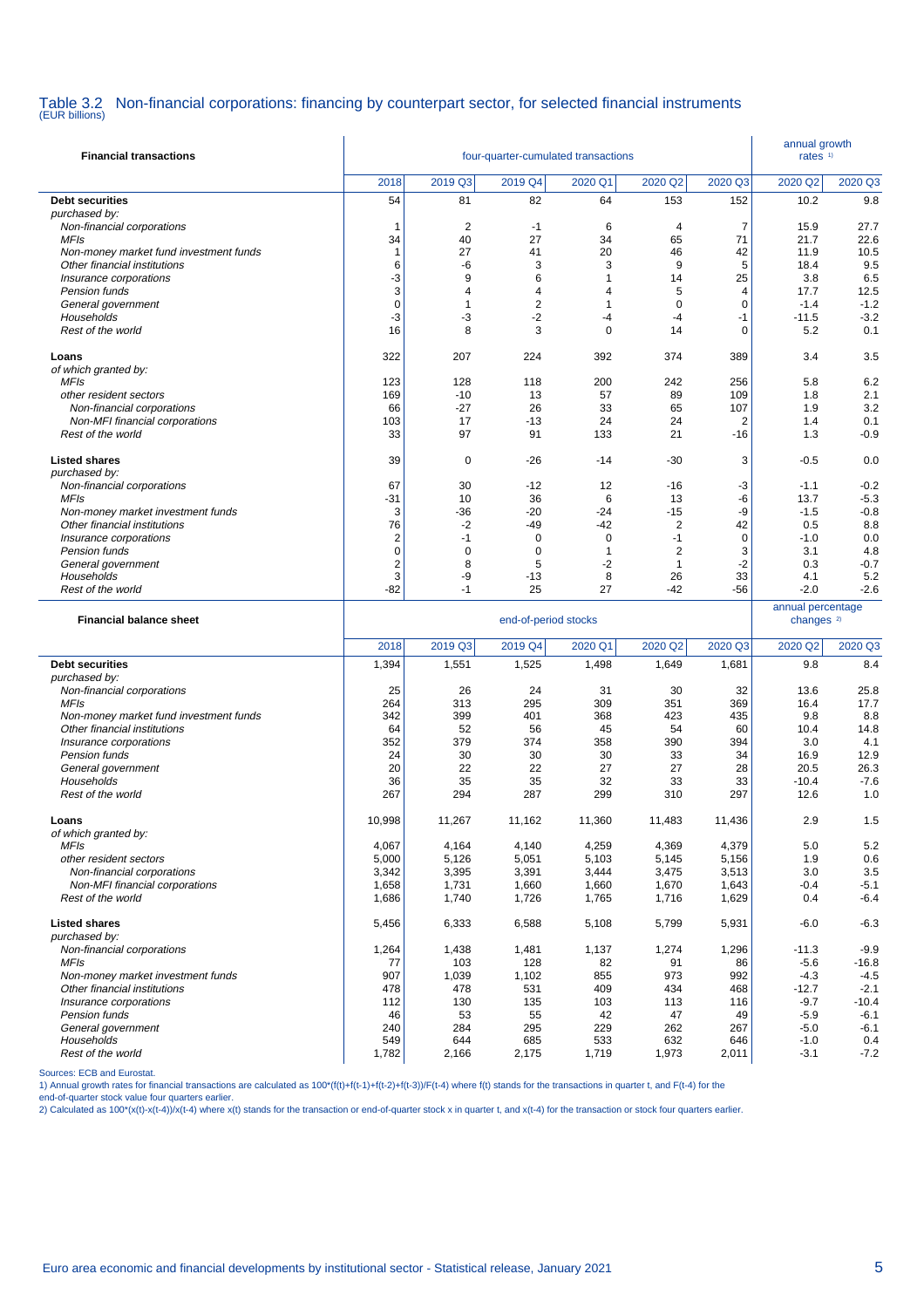## Table 3.2 Non-financial corporations: financing by counterpart sector, for selected financial instruments
(EUR billions)

| Financial transactions | four-quarter-cumulated transactions | | | | | | annual growth rates [1] | |
|---|---|---|---|---|---|---|---|---|
| | 2018 | 2019 Q3 | 2019 Q4 | 2020 Q1 | 2020 Q2 | 2020 Q3 | 2020 Q2 | 2020 Q3 |
| **Debt securities** | 54 | 81 | 82 | 64 | 153 | 152 | 10.2 | 9.8 |
| *purchased by:* | | | | | | | | |
| *Non-financial corporations* | 1 | 2 | -1 | 6 | 4 | 7 | 15.9 | 27.7 |
| *MFIs* | 34 | 40 | 27 | 34 | 65 | 71 | 21.7 | 22.6 |
| *Non-money market fund investment funds* | 1 | 27 | 41 | 20 | 46 | 42 | 11.9 | 10.5 |
| *Other financial institutions* | 6 | -6 | 3 | 3 | 9 | 5 | 18.4 | 9.5 |
| *Insurance corporations* | -3 | 9 | 6 | 1 | 14 | 25 | 3.8 | 6.5 |
| *Pension funds* | 3 | 4 | 4 | 4 | 5 | 4 | 17.7 | 12.5 |
| *General government* | 0 | 1 | 2 | 1 | 0 | 0 | -1.4 | -1.2 |
| *Households* | -3 | -3 | -2 | -4 | -4 | -1 | -11.5 | -3.2 |
| *Rest of the world* | 16 | 8 | 3 | 0 | 14 | 0 | 5.2 | 0.1 |
| **Loans** | 322 | 207 | 224 | 392 | 374 | 389 | 3.4 | 3.5 |
| *of which granted by:* | | | | | | | | |
| *MFIs* | 123 | 128 | 118 | 200 | 242 | 256 | 5.8 | 6.2 |
| *other resident sectors* | 169 | -10 | 13 | 57 | 89 | 109 | 1.8 | 2.1 |
| *Non-financial corporations* | 66 | -27 | 26 | 33 | 65 | 107 | 1.9 | 3.2 |
| *Non-MFI financial corporations* | 103 | 17 | -13 | 24 | 24 | 2 | 1.4 | 0.1 |
| *Rest of the world* | 33 | 97 | 91 | 133 | 21 | -16 | 1.3 | -0.9 |
| **Listed shares** | 39 | 0 | -26 | -14 | -30 | 3 | -0.5 | 0.0 |
| *purchased by:* | | | | | | | | |
| *Non-financial corporations* | 67 | 30 | -12 | 12 | -16 | -3 | -1.1 | -0.2 |
| *MFIs* | -31 | 10 | 36 | 6 | 13 | -6 | 13.7 | -5.3 |
| *Non-money market investment funds* | 3 | -36 | -20 | -24 | -15 | -9 | -1.5 | -0.8 |
| *Other financial institutions* | 76 | -2 | -49 | -42 | 2 | 42 | 0.5 | 8.8 |
| *Insurance corporations* | 2 | -1 | 0 | 0 | -1 | 0 | -1.0 | 0.0 |
| *Pension funds* | 0 | 0 | 0 | 1 | 2 | 3 | 3.1 | 4.8 |
| *General government* | 2 | 8 | 5 | -2 | 1 | -2 | 0.3 | -0.7 |
| *Households* | 3 | -9 | -13 | 8 | 26 | 33 | 4.1 | 5.2 |
| *Rest of the world* | -82 | -1 | 25 | 27 | -42 | -56 | -2.0 | -2.6 |

| Financial balance sheet | end-of-period stocks | | | | | | annual percentage changes [2] | |
|---|---|---|---|---|---|---|---|---|
| | 2018 | 2019 Q3 | 2019 Q4 | 2020 Q1 | 2020 Q2 | 2020 Q3 | 2020 Q2 | 2020 Q3 |
| **Debt securities** | 1,394 | 1,551 | 1,525 | 1,498 | 1,649 | 1,681 | 9.8 | 8.4 |
| *purchased by:* | | | | | | | | |
| *Non-financial corporations* | 25 | 26 | 24 | 31 | 30 | 32 | 13.6 | 25.8 |
| *MFIs* | 264 | 313 | 295 | 309 | 351 | 369 | 16.4 | 17.7 |
| *Non-money market fund investment funds* | 342 | 399 | 401 | 368 | 423 | 435 | 9.8 | 8.8 |
| *Other financial institutions* | 64 | 52 | 56 | 45 | 54 | 60 | 10.4 | 14.8 |
| *Insurance corporations* | 352 | 379 | 374 | 358 | 390 | 394 | 3.0 | 4.1 |
| *Pension funds* | 24 | 30 | 30 | 30 | 33 | 34 | 16.9 | 12.9 |
| *General government* | 20 | 22 | 22 | 27 | 27 | 28 | 20.5 | 26.3 |
| *Households* | 36 | 35 | 35 | 32 | 33 | 33 | -10.4 | -7.6 |
| *Rest of the world* | 267 | 294 | 287 | 299 | 310 | 297 | 12.6 | 1.0 |
| **Loans** | 10,998 | 11,267 | 11,162 | 11,360 | 11,483 | 11,436 | 2.9 | 1.5 |
| *of which granted by:* | | | | | | | | |
| *MFIs* | 4,067 | 4,164 | 4,140 | 4,259 | 4,369 | 4,379 | 5.0 | 5.2 |
| *other resident sectors* | 5,000 | 5,126 | 5,051 | 5,103 | 5,145 | 5,156 | 1.9 | 0.6 |
| *Non-financial corporations* | 3,342 | 3,395 | 3,391 | 3,444 | 3,475 | 3,513 | 3.0 | 3.5 |
| *Non-MFI financial corporations* | 1,658 | 1,731 | 1,660 | 1,660 | 1,670 | 1,643 | -0.4 | -5.1 |
| *Rest of the world* | 1,686 | 1,740 | 1,726 | 1,765 | 1,716 | 1,629 | 0.4 | -6.4 |
| **Listed shares** | 5,456 | 6,333 | 6,588 | 5,108 | 5,799 | 5,931 | -6.0 | -6.3 |
| *purchased by:* | | | | | | | | |
| *Non-financial corporations* | 1,264 | 1,438 | 1,481 | 1,137 | 1,274 | 1,296 | -11.3 | -9.9 |
| *MFIs* | 77 | 103 | 128 | 82 | 91 | 86 | -5.6 | -16.8 |
| *Non-money market investment funds* | 907 | 1,039 | 1,102 | 855 | 973 | 992 | -4.3 | -4.5 |
| *Other financial institutions* | 478 | 478 | 531 | 409 | 434 | 468 | -12.7 | -2.1 |
| *Insurance corporations* | 112 | 130 | 135 | 103 | 113 | 116 | -9.7 | -10.4 |
| *Pension funds* | 46 | 53 | 55 | 42 | 47 | 49 | -5.9 | -6.1 |
| *General government* | 240 | 284 | 295 | 229 | 262 | 267 | -5.0 | -6.1 |
| *Households* | 549 | 644 | 685 | 533 | 632 | 646 | -1.0 | 0.4 |
| *Rest of the world* | 1,782 | 2,166 | 2,175 | 1,719 | 1,973 | 2,011 | -3.1 | -7.2 |

Sources: ECB and Eurostat.

1) Annual growth rates for financial transactions are calculated as 100*(f(t)+f(t-1)+f(t-2)+f(t-3))/F(t-4) where f(t) stands for the transactions in quarter t, and F(t-4) for the end-of-quarter stock value four quarters earlier.

2) Calculated as 100*(x(t)-x(t-4))/x(t-4) where x(t) stands for the transaction or end-of-quarter stock x in quarter t, and x(t-4) for the transaction or stock four quarters earlier.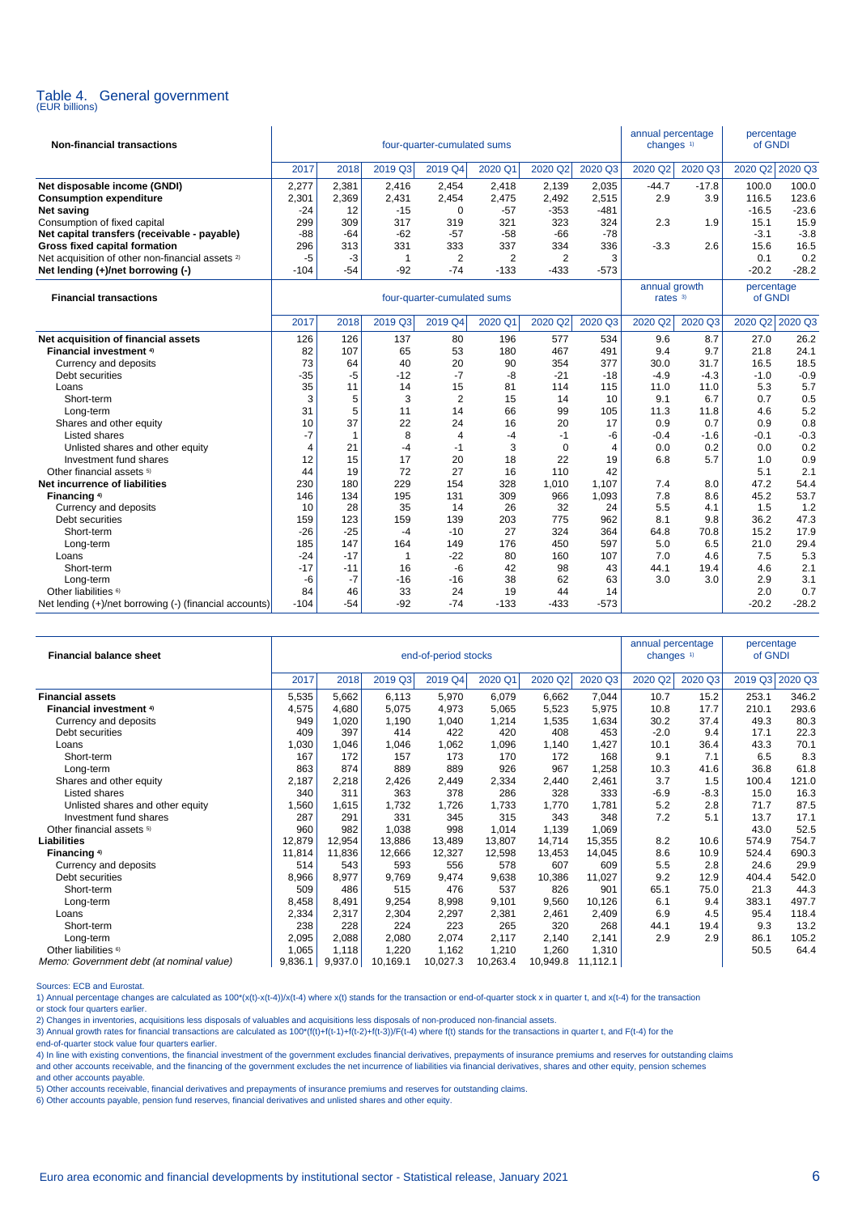## Table 4. General government

(EUR billions)

| Non-financial transactions | four-quarter-cumulated sums | | | | | | | annual percentage changes [1] | | percentage of GNDI | |
|---|---|---|---|---|---|---|---|---|---|---|---|
| | 2017 | 2018 | 2019 Q3 | 2019 Q4 | 2020 Q1 | 2020 Q2 | 2020 Q3 | 2020 Q2 | 2020 Q3 | 2020 Q2 | 2020 Q3 |
| **Net disposable income (GNDI)** | 2,277 | 2,381 | 2,416 | 2,454 | 2,418 | 2,139 | 2,035 | -44.7 | -17.8 | 100.0 | 100.0 |
| **Consumption expenditure** | 2,301 | 2,369 | 2,431 | 2,454 | 2,475 | 2,492 | 2,515 | 2.9 | 3.9 | 116.5 | 123.6 |
| **Net saving** | -24 | 12 | -15 | 0 | -57 | -353 | -481 | | | -16.5 | -23.6 |
| Consumption of fixed capital | 299 | 309 | 317 | 319 | 321 | 323 | 324 | 2.3 | 1.9 | 15.1 | 15.9 |
| **Net capital transfers (receivable - payable)** | -88 | -64 | -62 | -57 | -58 | -66 | -78 | | | -3.1 | -3.8 |
| **Gross fixed capital formation** | 296 | 313 | 331 | 333 | 337 | 334 | 336 | -3.3 | 2.6 | 15.6 | 16.5 |
| Net acquisition of other non-financial assets [2] | -5 | -3 | 1 | 2 | 2 | 2 | 3 | | | 0.1 | 0.2 |
| **Net lending (+)/net borrowing (-)** | -104 | -54 | -92 | -74 | -133 | -433 | -573 | | | -20.2 | -28.2 |

| Financial transactions | four-quarter-cumulated sums | | | | | | | annual growth rates [3] | | percentage of GNDI | |
|---|---|---|---|---|---|---|---|---|---|---|---|
| | 2017 | 2018 | 2019 Q3 | 2019 Q4 | 2020 Q1 | 2020 Q2 | 2020 Q3 | 2020 Q2 | 2020 Q3 | 2020 Q2 | 2020 Q3 |
| **Net acquisition of financial assets** | 126 | 126 | 137 | 80 | 196 | 577 | 534 | 9.6 | 8.7 | 27.0 | 26.2 |
| **Financial investment** [4] | 82 | 107 | 65 | 53 | 180 | 467 | 491 | 9.4 | 9.7 | 21.8 | 24.1 |
| Currency and deposits | 73 | 64 | 40 | 20 | 90 | 354 | 377 | 30.0 | 31.7 | 16.5 | 18.5 |
| Debt securities | -35 | -5 | -12 | -7 | -8 | -21 | -18 | -4.9 | -4.3 | -1.0 | -0.9 |
| Loans | 35 | 11 | 14 | 15 | 81 | 114 | 115 | 11.0 | 11.0 | 5.3 | 5.7 |
| Short-term | 3 | 5 | 3 | 2 | 15 | 14 | 10 | 9.1 | 6.7 | 0.7 | 0.5 |
| Long-term | 31 | 5 | 11 | 14 | 66 | 99 | 105 | 11.3 | 11.8 | 4.6 | 5.2 |
| Shares and other equity | 10 | 37 | 22 | 24 | 16 | 20 | 17 | 0.9 | 0.7 | 0.9 | 0.8 |
| Listed shares | -7 | 1 | 8 | 4 | -4 | -1 | -6 | -0.4 | -1.6 | -0.1 | -0.3 |
| Unlisted shares and other equity | 4 | 21 | -4 | -1 | 3 | 0 | 4 | 0.0 | 0.2 | 0.0 | 0.2 |
| Investment fund shares | 12 | 15 | 17 | 20 | 18 | 22 | 19 | 6.8 | 5.7 | 1.0 | 0.9 |
| Other financial assets [5] | 44 | 19 | 72 | 27 | 16 | 110 | 42 | | | 5.1 | 2.1 |
| **Net incurrence of liabilities** | 230 | 180 | 229 | 154 | 328 | 1,010 | 1,107 | 7.4 | 8.0 | 47.2 | 54.4 |
| **Financing** [4] | 146 | 134 | 195 | 131 | 309 | 966 | 1,093 | 7.8 | 8.6 | 45.2 | 53.7 |
| Currency and deposits | 10 | 28 | 35 | 14 | 26 | 32 | 24 | 5.5 | 4.1 | 1.5 | 1.2 |
| Debt securities | 159 | 123 | 159 | 139 | 203 | 775 | 962 | 8.1 | 9.8 | 36.2 | 47.3 |
| Short-term | -26 | -25 | -4 | -10 | 27 | 324 | 364 | 64.8 | 70.8 | 15.2 | 17.9 |
| Long-term | 185 | 147 | 164 | 149 | 176 | 450 | 597 | 5.0 | 6.5 | 21.0 | 29.4 |
| Loans | -24 | -17 | 1 | -22 | 80 | 160 | 107 | 7.0 | 4.6 | 7.5 | 5.3 |
| Short-term | -17 | -11 | 16 | -6 | 42 | 98 | 43 | 44.1 | 19.4 | 4.6 | 2.1 |
| Long-term | -6 | -7 | -16 | -16 | 38 | 62 | 63 | 3.0 | 3.0 | 2.9 | 3.1 |
| Other liabilities [6] | 84 | 46 | 33 | 24 | 19 | 44 | 14 | | | 2.0 | 0.7 |
| Net lending (+)/net borrowing (-) (financial accounts) | -104 | -54 | -92 | -74 | -133 | -433 | -573 | | | -20.2 | -28.2 |

| Financial balance sheet | end-of-period stocks | | | | | | | annual percentage changes [1] | | percentage of GNDI | |
|---|---|---|---|---|---|---|---|---|---|---|---|
| | 2017 | 2018 | 2019 Q3 | 2019 Q4 | 2020 Q1 | 2020 Q2 | 2020 Q3 | 2020 Q2 | 2020 Q3 | 2019 Q3 | 2020 Q3 |
| **Financial assets** | 5,535 | 5,662 | 6,113 | 5,970 | 6,079 | 6,662 | 7,044 | 10.7 | 15.2 | 253.1 | 346.2 |
| **Financial investment** [4] | 4,575 | 4,680 | 5,075 | 4,973 | 5,065 | 5,523 | 5,975 | 10.8 | 17.7 | 210.1 | 293.6 |
| Currency and deposits | 949 | 1,020 | 1,190 | 1,040 | 1,214 | 1,535 | 1,634 | 30.2 | 37.4 | 49.3 | 80.3 |
| Debt securities | 409 | 397 | 414 | 422 | 420 | 408 | 453 | -2.0 | 9.4 | 17.1 | 22.3 |
| Loans | 1,030 | 1,046 | 1,046 | 1,062 | 1,096 | 1,140 | 1,427 | 10.1 | 36.4 | 43.3 | 70.1 |
| Short-term | 167 | 172 | 157 | 173 | 170 | 172 | 168 | 9.1 | 7.1 | 6.5 | 8.3 |
| Long-term | 863 | 874 | 889 | 889 | 926 | 967 | 1,258 | 10.3 | 41.6 | 36.8 | 61.8 |
| Shares and other equity | 2,187 | 2,218 | 2,426 | 2,449 | 2,334 | 2,440 | 2,461 | 3.7 | 1.5 | 100.4 | 121.0 |
| Listed shares | 340 | 311 | 363 | 378 | 286 | 328 | 333 | -6.9 | -8.3 | 15.0 | 16.3 |
| Unlisted shares and other equity | 1,560 | 1,615 | 1,732 | 1,726 | 1,733 | 1,770 | 1,781 | 5.2 | 2.8 | 71.7 | 87.5 |
| Investment fund shares | 287 | 291 | 331 | 345 | 315 | 343 | 348 | 7.2 | 5.1 | 13.7 | 17.1 |
| Other financial assets [5] | 960 | 982 | 1,038 | 998 | 1,014 | 1,139 | 1,069 | | | 43.0 | 52.5 |
| **Liabilities** | 12,879 | 12,954 | 13,886 | 13,489 | 13,807 | 14,714 | 15,355 | 8.2 | 10.6 | 574.9 | 754.7 |
| **Financing** [4] | 11,814 | 11,836 | 12,666 | 12,327 | 12,598 | 13,453 | 14,045 | 8.6 | 10.9 | 524.4 | 690.3 |
| Currency and deposits | 514 | 543 | 593 | 556 | 578 | 607 | 609 | 5.5 | 2.8 | 24.6 | 29.9 |
| Debt securities | 8,966 | 8,977 | 9,769 | 9,474 | 9,638 | 10,386 | 11,027 | 9.2 | 12.9 | 404.4 | 542.0 |
| Short-term | 509 | 486 | 515 | 476 | 537 | 826 | 901 | 65.1 | 75.0 | 21.3 | 44.3 |
| Long-term | 8,458 | 8,491 | 9,254 | 8,998 | 9,101 | 9,560 | 10,126 | 6.1 | 9.4 | 383.1 | 497.7 |
| Loans | 2,334 | 2,317 | 2,304 | 2,297 | 2,381 | 2,461 | 2,409 | 6.9 | 4.5 | 95.4 | 118.4 |
| Short-term | 238 | 228 | 224 | 223 | 265 | 320 | 268 | 44.1 | 19.4 | 9.3 | 13.2 |
| Long-term | 2,095 | 2,088 | 2,080 | 2,074 | 2,117 | 2,140 | 2,141 | 2.9 | 2.9 | 86.1 | 105.2 |
| Other liabilities [6] | 1,065 | 1,118 | 1,220 | 1,162 | 1,210 | 1,260 | 1,310 | | | 50.5 | 64.4 |
| *Memo: Government debt (at nominal value)* | 9,836.1 | 9,937.0 | 10,169.1 | 10,027.3 | 10,263.4 | 10,949.8 | 11,112.1 | | | | |

Sources: ECB and Eurostat.

1) Annual percentage changes are calculated as 100*(x(t)-x(t-4))/x(t-4) where x(t) stands for the transaction or end-of-quarter stock x in quarter t, and x(t-4) for the transaction or stock four quarters earlier.

2) Changes in inventories, acquisitions less disposals of valuables and acquisitions less disposals of non-produced non-financial assets.

3) Annual growth rates for financial transactions are calculated as 100*(f(t)+f(t-1)+f(t-2)+f(t-3))/F(t-4) where f(t) stands for the transactions in quarter t, and F(t-4) for the end-of-quarter stock value four quarters earlier.

4) In line with existing conventions, the financial investment of the government excludes financial derivatives, prepayments of insurance premiums and reserves for outstanding claims and other accounts receivable, and the financing of the government excludes the net incurrence of liabilities via financial derivatives, shares and other equity, pension schemes and other accounts payable.

5) Other accounts receivable, financial derivatives and prepayments of insurance premiums and reserves for outstanding claims.

6) Other accounts payable, pension fund reserves, financial derivatives and unlisted shares and other equity.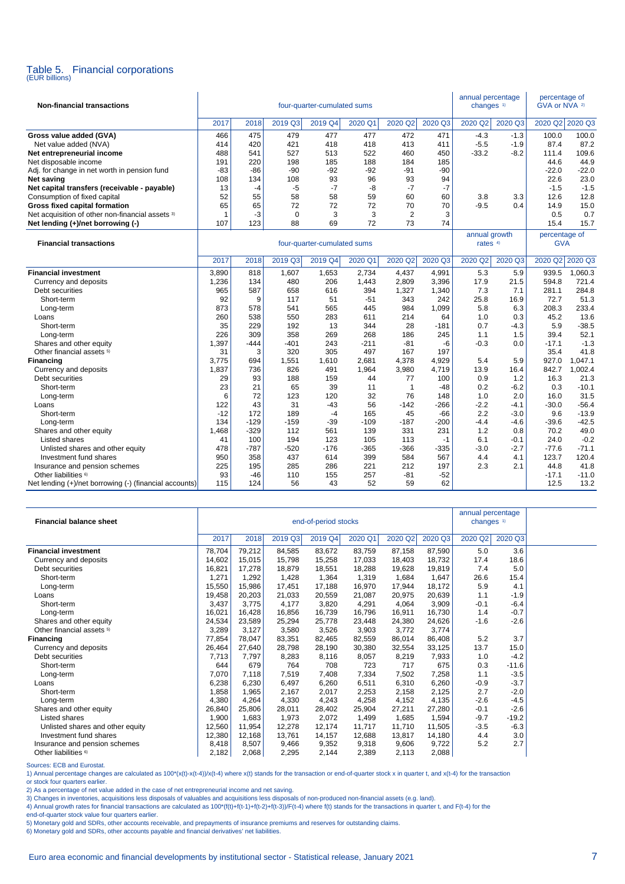## Table 5. Financial corporations

(EUR billions)

| Non-financial transactions | four-quarter-cumulated sums | | | | | | | annual percentage changes [1] | | percentage of GVA or NVA [2] | |
|---|---|---|---|---|---|---|---|---|---|---|---|
| | 2017 | 2018 | 2019 Q3 | 2019 Q4 | 2020 Q1 | 2020 Q2 | 2020 Q3 | 2020 Q2 | 2020 Q3 | 2020 Q2 | 2020 Q3 |
| **Gross value added (GVA)** | 466 | 475 | 479 | 477 | 477 | 472 | 471 | -4.3 | -1.3 | 100.0 | 100.0 |
| Net value added (NVA) | 414 | 420 | 421 | 418 | 418 | 413 | 411 | -5.5 | -1.9 | 87.4 | 87.2 |
| **Net entrepreneurial income** | 488 | 541 | 527 | 513 | 522 | 460 | 450 | -33.2 | -8.2 | 111.4 | 109.6 |
| Net disposable income | 191 | 220 | 198 | 185 | 188 | 184 | 185 | | | 44.6 | 44.9 |
| Adj. for change in net worth in pension fund | -83 | -86 | -90 | -92 | -92 | -91 | -90 | | | -22.0 | -22.0 |
| **Net saving** | 108 | 134 | 108 | 93 | 96 | 93 | 94 | | | 22.6 | 23.0 |
| **Net capital transfers (receivable - payable)** | 13 | -4 | -5 | -7 | -8 | -7 | -7 | | | -1.5 | -1.5 |
| Consumption of fixed capital | 52 | 55 | 58 | 58 | 59 | 60 | 60 | 3.8 | 3.3 | 12.6 | 12.8 |
| **Gross fixed capital formation** | 65 | 65 | 72 | 72 | 72 | 70 | 70 | -9.5 | 0.4 | 14.9 | 15.0 |
| Net acquisition of other non-financial assets [3] | 1 | -3 | 0 | 3 | 3 | 2 | 3 | | | 0.5 | 0.7 |
| **Net lending (+)/net borrowing (-)** | 107 | 123 | 88 | 69 | 72 | 73 | 74 | | | 15.4 | 15.7 |

| Financial transactions | four-quarter-cumulated sums | | | | | | | annual growth rates [4] | | percentage of GVA | |
|---|---|---|---|---|---|---|---|---|---|---|---|
| | 2017 | 2018 | 2019 Q3 | 2019 Q4 | 2020 Q1 | 2020 Q2 | 2020 Q3 | 2020 Q2 | 2020 Q3 | 2020 Q2 | 2020 Q3 |
| **Financial investment** | 3,890 | 818 | 1,607 | 1,653 | 2,734 | 4,437 | 4,991 | 5.3 | 5.9 | 939.5 | 1,060.3 |
| Currency and deposits | 1,236 | 134 | 480 | 206 | 1,443 | 2,809 | 3,396 | 17.9 | 21.5 | 594.8 | 721.4 |
| Debt securities | 965 | 587 | 658 | 616 | 394 | 1,327 | 1,340 | 7.3 | 7.1 | 281.1 | 284.8 |
| Short-term | 92 | 9 | 117 | 51 | -51 | 343 | 242 | 25.8 | 16.9 | 72.7 | 51.3 |
| Long-term | 873 | 578 | 541 | 565 | 445 | 984 | 1,099 | 5.8 | 6.3 | 208.3 | 233.4 |
| Loans | 260 | 538 | 550 | 283 | 611 | 214 | 64 | 1.0 | 0.3 | 45.2 | 13.6 |
| Short-term | 35 | 229 | 192 | 13 | 344 | 28 | -181 | 0.7 | -4.3 | 5.9 | -38.5 |
| Long-term | 226 | 309 | 358 | 269 | 268 | 186 | 245 | 1.1 | 1.5 | 39.4 | 52.1 |
| Shares and other equity | 1,397 | -444 | -401 | 243 | -211 | -81 | -6 | -0.3 | 0.0 | -17.1 | -1.3 |
| Other financial assets [5] | 31 | 3 | 320 | 305 | 497 | 167 | 197 | | | 35.4 | 41.8 |
| **Financing** | 3,775 | 694 | 1,551 | 1,610 | 2,681 | 4,378 | 4,929 | 5.4 | 5.9 | 927.0 | 1,047.1 |
| Currency and deposits | 1,837 | 736 | 826 | 491 | 1,964 | 3,980 | 4,719 | 13.9 | 16.4 | 842.7 | 1,002.4 |
| Debt securities | 29 | 93 | 188 | 159 | 44 | 77 | 100 | 0.9 | 1.2 | 16.3 | 21.3 |
| Short-term | 23 | 21 | 65 | 39 | 11 | 1 | -48 | 0.2 | -6.2 | 0.3 | -10.1 |
| Long-term | 6 | 72 | 123 | 120 | 32 | 76 | 148 | 1.0 | 2.0 | 16.0 | 31.5 |
| Loans | 122 | 43 | 31 | -43 | 56 | -142 | -266 | -2.2 | -4.1 | -30.0 | -56.4 |
| Short-term | -12 | 172 | 189 | -4 | 165 | 45 | -66 | 2.2 | -3.0 | 9.6 | -13.9 |
| Long-term | 134 | -129 | -159 | -39 | -109 | -187 | -200 | -4.4 | -4.6 | -39.6 | -42.5 |
| Shares and other equity | 1,468 | -329 | 112 | 561 | 139 | 331 | 231 | 1.2 | 0.8 | 70.2 | 49.0 |
| Listed shares | 41 | 100 | 194 | 123 | 105 | 113 | -1 | 6.1 | -0.1 | 24.0 | -0.2 |
| Unlisted shares and other equity | 478 | -787 | -520 | -176 | -365 | -366 | -335 | -3.0 | -2.7 | -77.6 | -71.1 |
| Investment fund shares | 950 | 358 | 437 | 614 | 399 | 584 | 567 | 4.4 | 4.1 | 123.7 | 120.4 |
| Insurance and pension schemes | 225 | 195 | 285 | 286 | 221 | 212 | 197 | 2.3 | 2.1 | 44.8 | 41.8 |
| Other liabilities [6] | 93 | -46 | 110 | 155 | 257 | -81 | -52 | | | -17.1 | -11.0 |
| Net lending (+)/net borrowing (-) (financial accounts) | 115 | 124 | 56 | 43 | 52 | 59 | 62 | | | 12.5 | 13.2 |

| Financial balance sheet | end-of-period stocks | | | | | | | annual percentage changes [1] | |
|---|---|---|---|---|---|---|---|---|---|
| | 2017 | 2018 | 2019 Q3 | 2019 Q4 | 2020 Q1 | 2020 Q2 | 2020 Q3 | 2020 Q2 | 2020 Q3 |
| **Financial investment** | 78,704 | 79,212 | 84,585 | 83,672 | 83,759 | 87,158 | 87,590 | 5.0 | 3.6 |
| Currency and deposits | 14,602 | 15,015 | 15,798 | 15,258 | 17,033 | 18,403 | 18,732 | 17.4 | 18.6 |
| Debt securities | 16,821 | 17,278 | 18,879 | 18,551 | 18,288 | 19,628 | 19,819 | 7.4 | 5.0 |
| Short-term | 1,271 | 1,292 | 1,428 | 1,364 | 1,319 | 1,684 | 1,647 | 26.6 | 15.4 |
| Long-term | 15,550 | 15,986 | 17,451 | 17,188 | 16,970 | 17,944 | 18,172 | 5.9 | 4.1 |
| Loans | 19,458 | 20,203 | 21,033 | 20,559 | 21,087 | 20,975 | 20,639 | 1.1 | -1.9 |
| Short-term | 3,437 | 3,775 | 4,177 | 3,820 | 4,291 | 4,064 | 3,909 | -0.1 | -6.4 |
| Long-term | 16,021 | 16,428 | 16,856 | 16,739 | 16,796 | 16,911 | 16,730 | 1.4 | -0.7 |
| Shares and other equity | 24,534 | 23,589 | 25,294 | 25,778 | 23,448 | 24,380 | 24,626 | -1.6 | -2.6 |
| Other financial assets [5] | 3,289 | 3,127 | 3,580 | 3,526 | 3,903 | 3,772 | 3,774 | | |
| **Financing** | 77,854 | 78,047 | 83,351 | 82,465 | 82,559 | 86,014 | 86,408 | 5.2 | 3.7 |
| Currency and deposits | 26,464 | 27,640 | 28,798 | 28,190 | 30,380 | 32,554 | 33,125 | 13.7 | 15.0 |
| Debt securities | 7,713 | 7,797 | 8,283 | 8,116 | 8,057 | 8,219 | 7,933 | 1.0 | -4.2 |
| Short-term | 644 | 679 | 764 | 708 | 723 | 717 | 675 | 0.3 | -11.6 |
| Long-term | 7,070 | 7,118 | 7,519 | 7,408 | 7,334 | 7,502 | 7,258 | 1.1 | -3.5 |
| Loans | 6,238 | 6,230 | 6,497 | 6,260 | 6,511 | 6,310 | 6,260 | -0.9 | -3.7 |
| Short-term | 1,858 | 1,965 | 2,167 | 2,017 | 2,253 | 2,158 | 2,125 | 2.7 | -2.0 |
| Long-term | 4,380 | 4,264 | 4,330 | 4,243 | 4,258 | 4,152 | 4,135 | -2.6 | -4.5 |
| Shares and other equity | 26,840 | 25,806 | 28,011 | 28,402 | 25,904 | 27,211 | 27,280 | -0.1 | -2.6 |
| Listed shares | 1,900 | 1,683 | 1,973 | 2,072 | 1,499 | 1,685 | 1,594 | -9.7 | -19.2 |
| Unlisted shares and other equity | 12,560 | 11,954 | 12,278 | 12,174 | 11,717 | 11,710 | 11,505 | -3.5 | -6.3 |
| Investment fund shares | 12,380 | 12,168 | 13,761 | 14,157 | 12,688 | 13,817 | 14,180 | 4.4 | 3.0 |
| Insurance and pension schemes | 8,418 | 8,507 | 9,466 | 9,352 | 9,318 | 9,606 | 9,722 | 5.2 | 2.7 |
| Other liabilities [6] | 2,182 | 2,068 | 2,295 | 2,144 | 2,389 | 2,113 | 2,088 | | |

Sources: ECB and Eurostat.

1) Annual percentage changes are calculated as 100*(x(t)-x(t-4))/x(t-4) where x(t) stands for the transaction or end-of-quarter stock x in quarter t, and x(t-4) for the transaction or stock four quarters earlier.

2) As a percentage of net value added in the case of net entrepreneurial income and net saving.

3) Changes in inventories, acquisitions less disposals of valuables and acquisitions less disposals of non-produced non-financial assets (e.g. land).

4) Annual growth rates for financial transactions are calculated as 100*(f(t)+f(t-1)+f(t-2)+f(t-3))/F(t-4) where f(t) stands for the transactions in quarter t, and F(t-4) for the end-of-quarter stock value four quarters earlier.

5) Monetary gold and SDRs, other accounts receivable, and prepayments of insurance premiums and reserves for outstanding claims.

6) Monetary gold and SDRs, other accounts payable and financial derivatives' net liabilities.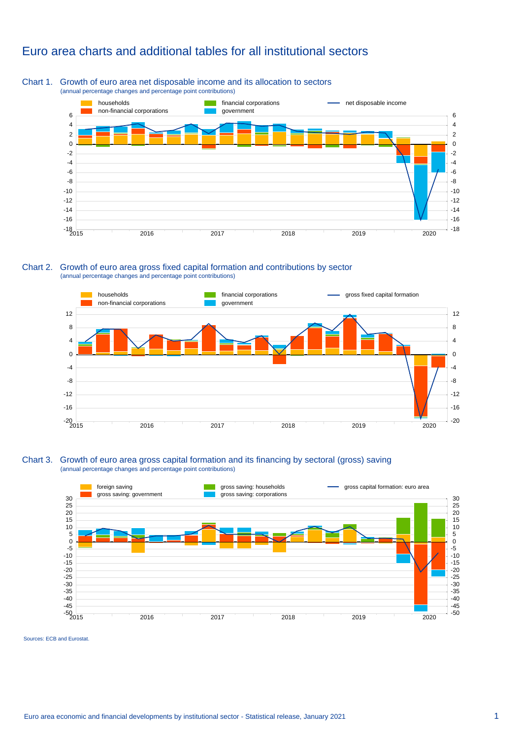# Euro area charts and additional tables for all institutional sectors

Chart 1. Growth of euro area net disposable income and its allocation to sectors
(annual percentage changes and percentage point contributions)

Chart 2. Growth of euro area gross fixed capital formation and contributions by sector
(annual percentage changes and percentage point contributions)

Chart 3. Growth of euro area gross capital formation and its financing by sectoral (gross) saving
(annual percentage changes and percentage point contributions)

Sources: ECB and Eurostat.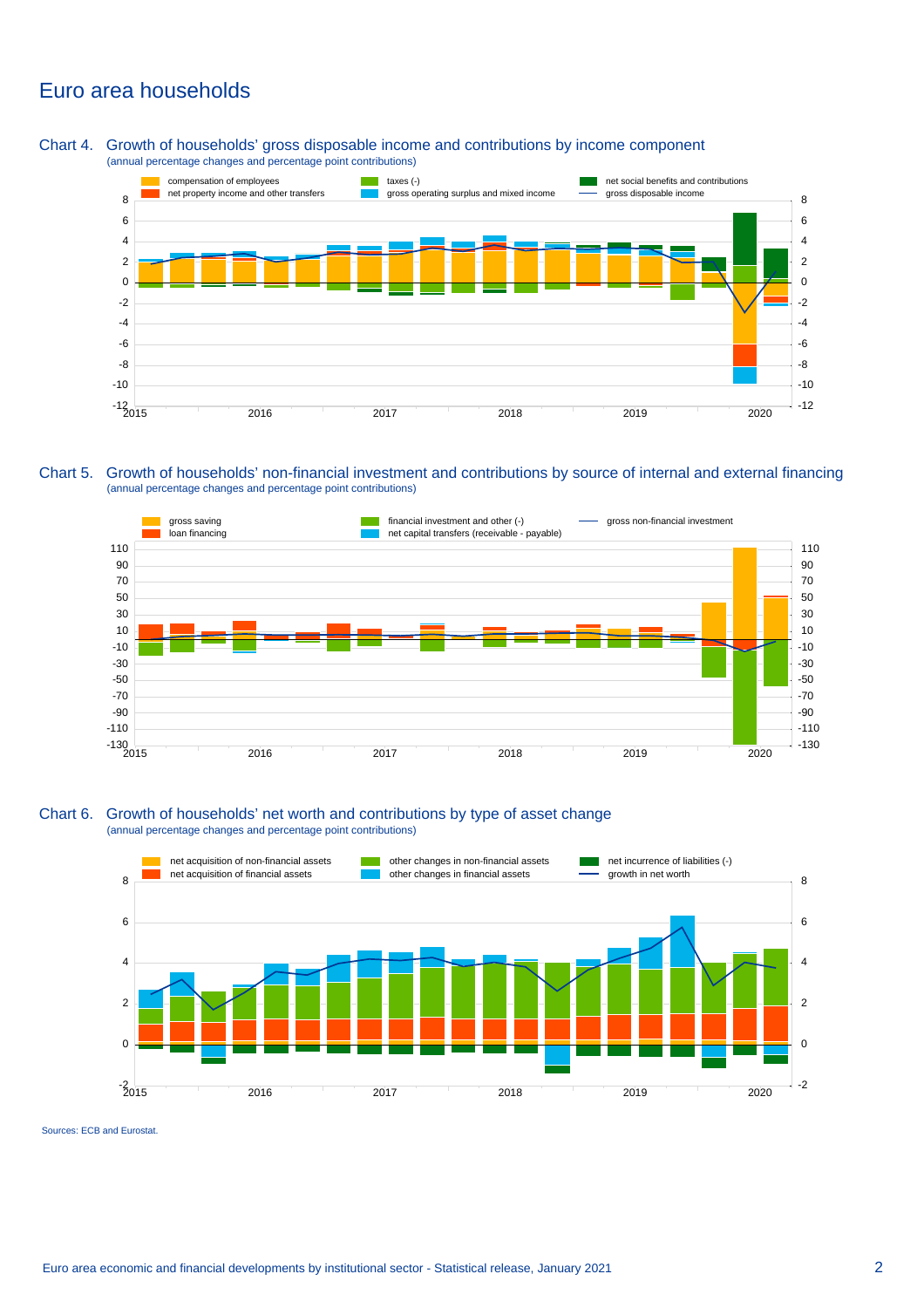# Euro area households

**Chart 4. Growth of households' gross disposable income and contributions by income component**
(annual percentage changes and percentage point contributions)

compensation of employees | taxes (-) | net social benefits and contributions | net property income and other transfers | gross operating surplus and mixed income | gross disposable income

**Chart 5. Growth of households' non-financial investment and contributions by source of internal and external financing**
(annual percentage changes and percentage point contributions)

gross saving | financial investment and other (-) | gross non-financial investment | loan financing | net capital transfers (receivable - payable)

**Chart 6. Growth of households' net worth and contributions by type of asset change**
(annual percentage changes and percentage point contributions)

net acquisition of non-financial assets | other changes in non-financial assets | net incurrence of liabilities (-) | net acquisition of financial assets | other changes in financial assets | growth in net worth

Sources: ECB and Eurostat.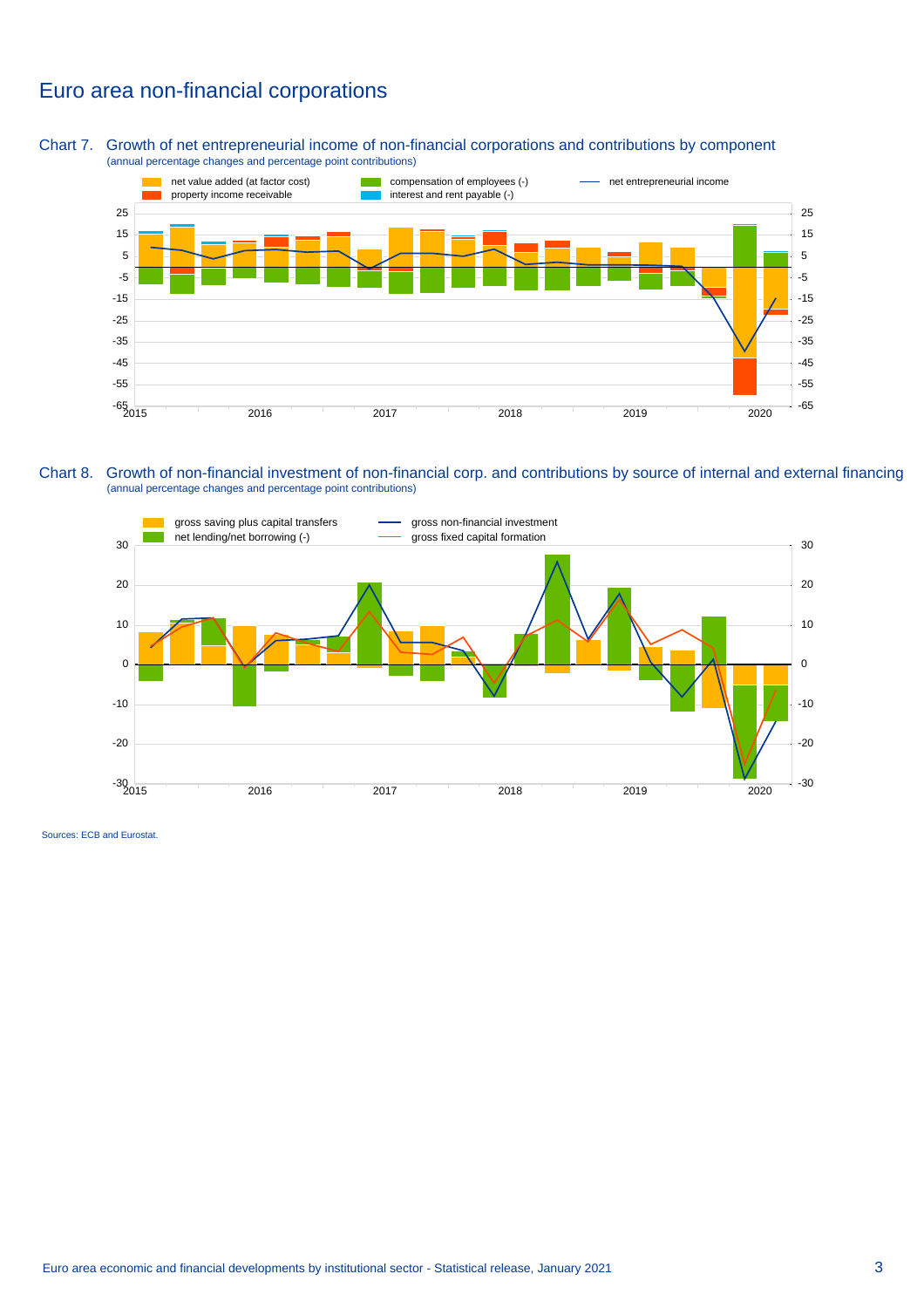# Euro area non-financial corporations

Chart 7. Growth of net entrepreneurial income of non-financial corporations and contributions by component
(annual percentage changes and percentage point contributions)

net value added (at factor cost)
property income receivable
compensation of employees (-)
interest and rent payable (-)
net entrepreneurial income

25
15
5
-5
-15
-25
-35
-45
-55
-65

2015 2016 2017 2018 2019 2020

Chart 8. Growth of non-financial investment of non-financial corp. and contributions by source of internal and external financing
(annual percentage changes and percentage point contributions)

gross saving plus capital transfers
net lending/net borrowing (-)
gross non-financial investment
gross fixed capital formation

30
20
10
0
-10
-20
-30

2015 2016 2017 2018 2019 2020

Sources: ECB and Eurostat.